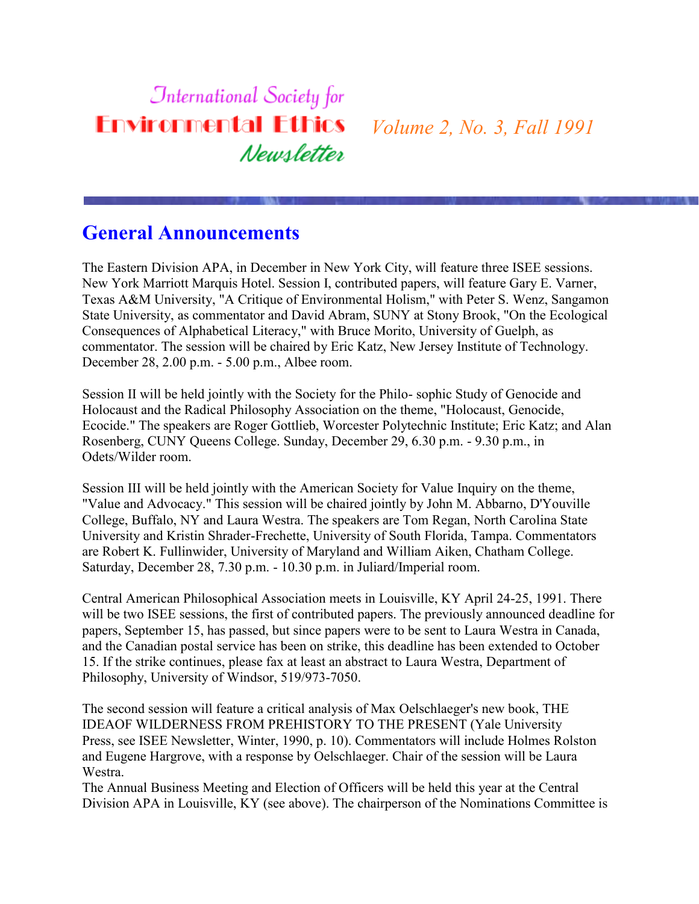# International Society for Environmental Ethics Newsletter

*Volume 2, No. 3, Fall 1991*

## General Announcements

The Eastern Division APA, in December in New York City, will feature three ISEE sessions. New York Marriott Marquis Hotel. Session I, contributed papers, will feature Gary E. Varner, Texas A&M University, "A Critique of Environmental Holism," with Peter S. Wenz, Sangamon State University, as commentator and David Abram, SUNY at Stony Brook, "On the Ecological Consequences of Alphabetical Literacy," with Bruce Morito, University of Guelph, as commentator. The session will be chaired by Eric Katz, New Jersey Institute of Technology. December 28, 2.00 p.m. - 5.00 p.m., Albee room.

Session II will be held jointly with the Society for the Philo- sophic Study of Genocide and Holocaust and the Radical Philosophy Association on the theme, "Holocaust, Genocide, Ecocide." The speakers are Roger Gottlieb, Worcester Polytechnic Institute; Eric Katz; and Alan Rosenberg, CUNY Queens College. Sunday, December 29, 6.30 p.m. - 9.30 p.m., in Odets/Wilder room.

Session III will be held jointly with the American Society for Value Inquiry on the theme, "Value and Advocacy." This session will be chaired jointly by John M. Abbarno, D'Youville College, Buffalo, NY and Laura Westra. The speakers are Tom Regan, North Carolina State University and Kristin Shrader-Frechette, University of South Florida, Tampa. Commentators are Robert K. Fullinwider, University of Maryland and William Aiken, Chatham College. Saturday, December 28, 7.30 p.m. - 10.30 p.m. in Juliard/Imperial room.

Central American Philosophical Association meets in Louisville, KY April 24-25, 1991. There will be two ISEE sessions, the first of contributed papers. The previously announced deadline for papers, September 15, has passed, but since papers were to be sent to Laura Westra in Canada, and the Canadian postal service has been on strike, this deadline has been extended to October 15. If the strike continues, please fax at least an abstract to Laura Westra, Department of Philosophy, University of Windsor, 519/973-7050.

The second session will feature a critical analysis of Max Oelschlaeger's new book, THE IDEAOF WILDERNESS FROM PREHISTORY TO THE PRESENT (Yale University Press, see ISEE Newsletter, Winter, 1990, p. 10). Commentators will include Holmes Rolston and Eugene Hargrove, with a response by Oelschlaeger. Chair of the session will be Laura Westra.

The Annual Business Meeting and Election of Officers will be held this year at the Central Division APA in Louisville, KY (see above). The chairperson of the Nominations Committee is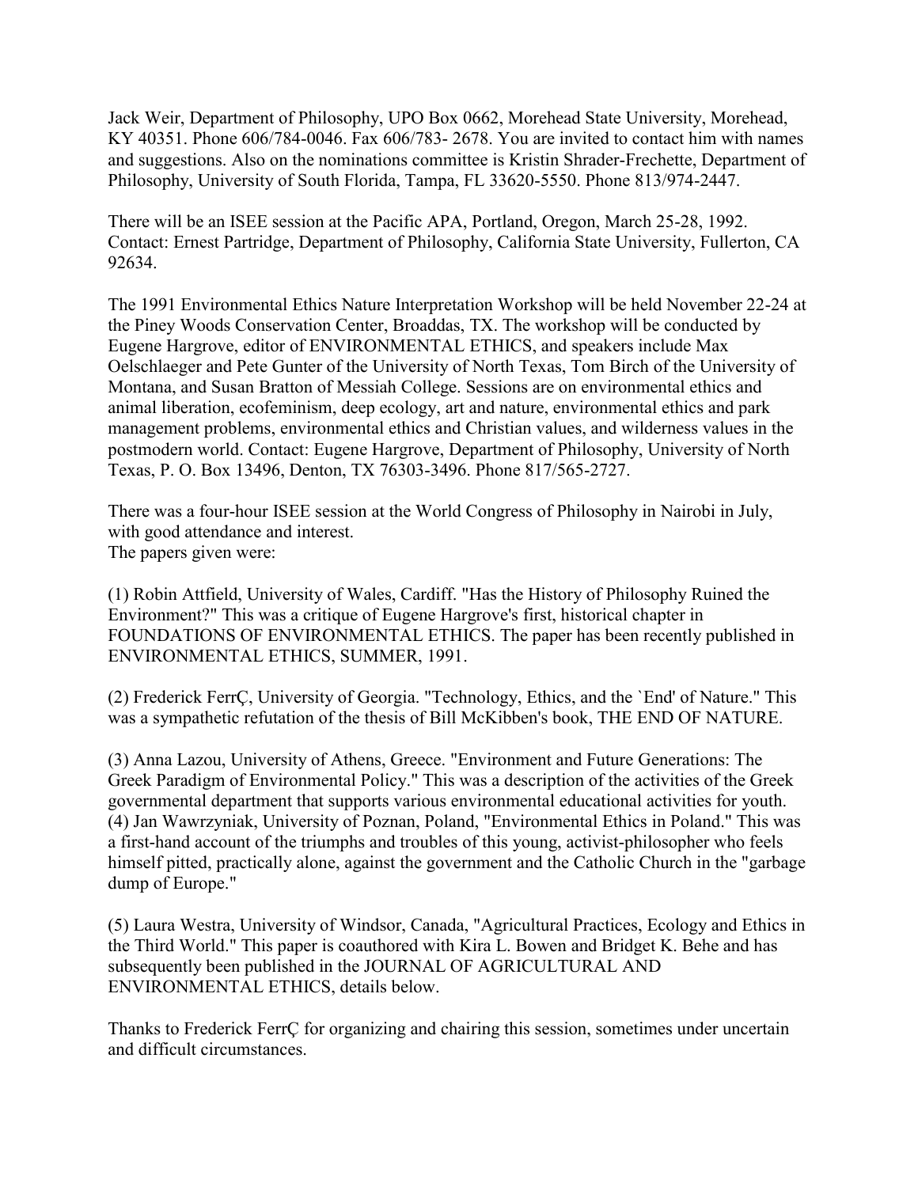Jack Weir, Department of Philosophy, UPO Box 0662, Morehead State University, Morehead, KY 40351. Phone 606/784-0046. Fax 606/783- 2678. You are invited to contact him with names and suggestions. Also on the nominations committee is Kristin Shrader-Frechette, Department of Philosophy, University of South Florida, Tampa, FL 33620-5550. Phone 813/974-2447.

There will be an ISEE session at the Pacific APA, Portland, Oregon, March 25-28, 1992. Contact: Ernest Partridge, Department of Philosophy, California State University, Fullerton, CA 92634.

The 1991 Environmental Ethics Nature Interpretation Workshop will be held November 22-24 at the Piney Woods Conservation Center, Broaddas, TX. The workshop will be conducted by Eugene Hargrove, editor of ENVIRONMENTAL ETHICS, and speakers include Max Oelschlaeger and Pete Gunter of the University of North Texas, Tom Birch of the University of Montana, and Susan Bratton of Messiah College. Sessions are on environmental ethics and animal liberation, ecofeminism, deep ecology, art and nature, environmental ethics and park management problems, environmental ethics and Christian values, and wilderness values in the postmodern world. Contact: Eugene Hargrove, Department of Philosophy, University of North Texas, P. O. Box 13496, Denton, TX 76303-3496. Phone 817/565-2727.

There was a four-hour ISEE session at the World Congress of Philosophy in Nairobi in July, with good attendance and interest.
The papers given were:

(1) Robin Attfield, University of Wales, Cardiff. "Has the History of Philosophy Ruined the Environment?" This was a critique of Eugene Hargrove's first, historical chapter in FOUNDATIONS OF ENVIRONMENTAL ETHICS. The paper has been recently published in ENVIRONMENTAL ETHICS, SUMMER, 1991.

(2) Frederick FerrÇ, University of Georgia. "Technology, Ethics, and the `End' of Nature." This was a sympathetic refutation of the thesis of Bill McKibben's book, THE END OF NATURE.

(3) Anna Lazou, University of Athens, Greece. "Environment and Future Generations: The Greek Paradigm of Environmental Policy." This was a description of the activities of the Greek governmental department that supports various environmental educational activities for youth.
(4) Jan Wawrzyniak, University of Poznan, Poland, "Environmental Ethics in Poland." This was a first-hand account of the triumphs and troubles of this young, activist-philosopher who feels himself pitted, practically alone, against the government and the Catholic Church in the "garbage dump of Europe."

(5) Laura Westra, University of Windsor, Canada, "Agricultural Practices, Ecology and Ethics in the Third World." This paper is coauthored with Kira L. Bowen and Bridget K. Behe and has subsequently been published in the JOURNAL OF AGRICULTURAL AND ENVIRONMENTAL ETHICS, details below.

Thanks to Frederick FerrÇ for organizing and chairing this session, sometimes under uncertain and difficult circumstances.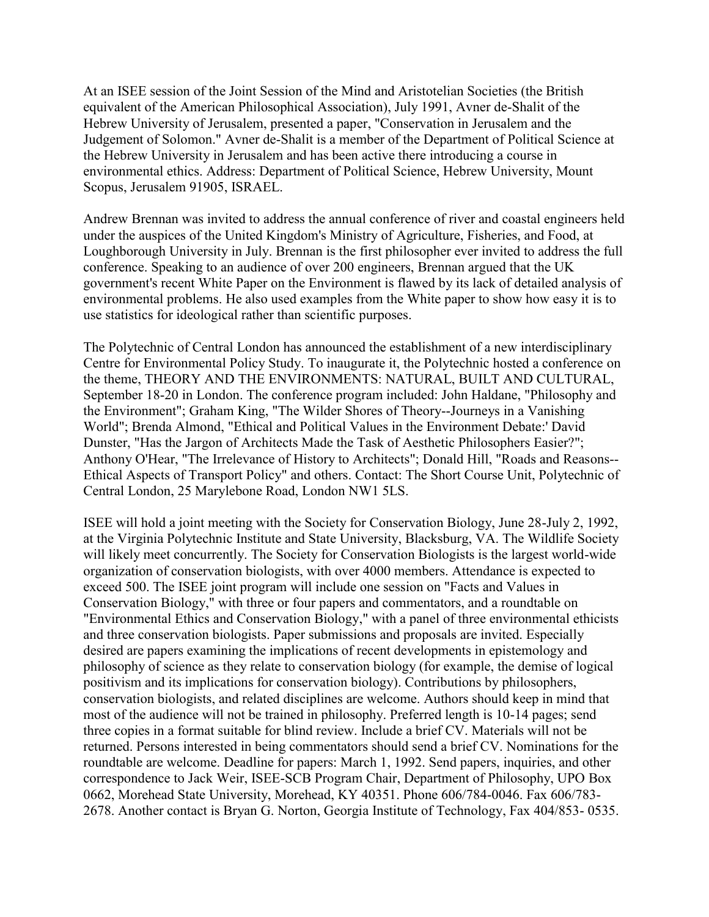At an ISEE session of the Joint Session of the Mind and Aristotelian Societies (the British equivalent of the American Philosophical Association), July 1991, Avner de-Shalit of the Hebrew University of Jerusalem, presented a paper, "Conservation in Jerusalem and the Judgement of Solomon." Avner de-Shalit is a member of the Department of Political Science at the Hebrew University in Jerusalem and has been active there introducing a course in environmental ethics. Address: Department of Political Science, Hebrew University, Mount Scopus, Jerusalem 91905, ISRAEL.

Andrew Brennan was invited to address the annual conference of river and coastal engineers held under the auspices of the United Kingdom's Ministry of Agriculture, Fisheries, and Food, at Loughborough University in July. Brennan is the first philosopher ever invited to address the full conference. Speaking to an audience of over 200 engineers, Brennan argued that the UK government's recent White Paper on the Environment is flawed by its lack of detailed analysis of environmental problems. He also used examples from the White paper to show how easy it is to use statistics for ideological rather than scientific purposes.

The Polytechnic of Central London has announced the establishment of a new interdisciplinary Centre for Environmental Policy Study. To inaugurate it, the Polytechnic hosted a conference on the theme, THEORY AND THE ENVIRONMENTS: NATURAL, BUILT AND CULTURAL, September 18-20 in London. The conference program included: John Haldane, "Philosophy and the Environment"; Graham King, "The Wilder Shores of Theory--Journeys in a Vanishing World"; Brenda Almond, "Ethical and Political Values in the Environment Debate:' David Dunster, "Has the Jargon of Architects Made the Task of Aesthetic Philosophers Easier?"; Anthony O'Hear, "The Irrelevance of History to Architects"; Donald Hill, "Roads and Reasons--Ethical Aspects of Transport Policy" and others. Contact: The Short Course Unit, Polytechnic of Central London, 25 Marylebone Road, London NW1 5LS.

ISEE will hold a joint meeting with the Society for Conservation Biology, June 28-July 2, 1992, at the Virginia Polytechnic Institute and State University, Blacksburg, VA. The Wildlife Society will likely meet concurrently. The Society for Conservation Biologists is the largest world-wide organization of conservation biologists, with over 4000 members. Attendance is expected to exceed 500. The ISEE joint program will include one session on "Facts and Values in Conservation Biology," with three or four papers and commentators, and a roundtable on "Environmental Ethics and Conservation Biology," with a panel of three environmental ethicists and three conservation biologists. Paper submissions and proposals are invited. Especially desired are papers examining the implications of recent developments in epistemology and philosophy of science as they relate to conservation biology (for example, the demise of logical positivism and its implications for conservation biology). Contributions by philosophers, conservation biologists, and related disciplines are welcome. Authors should keep in mind that most of the audience will not be trained in philosophy. Preferred length is 10-14 pages; send three copies in a format suitable for blind review. Include a brief CV. Materials will not be returned. Persons interested in being commentators should send a brief CV. Nominations for the roundtable are welcome. Deadline for papers: March 1, 1992. Send papers, inquiries, and other correspondence to Jack Weir, ISEE-SCB Program Chair, Department of Philosophy, UPO Box 0662, Morehead State University, Morehead, KY 40351. Phone 606/784-0046. Fax 606/783-2678. Another contact is Bryan G. Norton, Georgia Institute of Technology, Fax 404/853- 0535.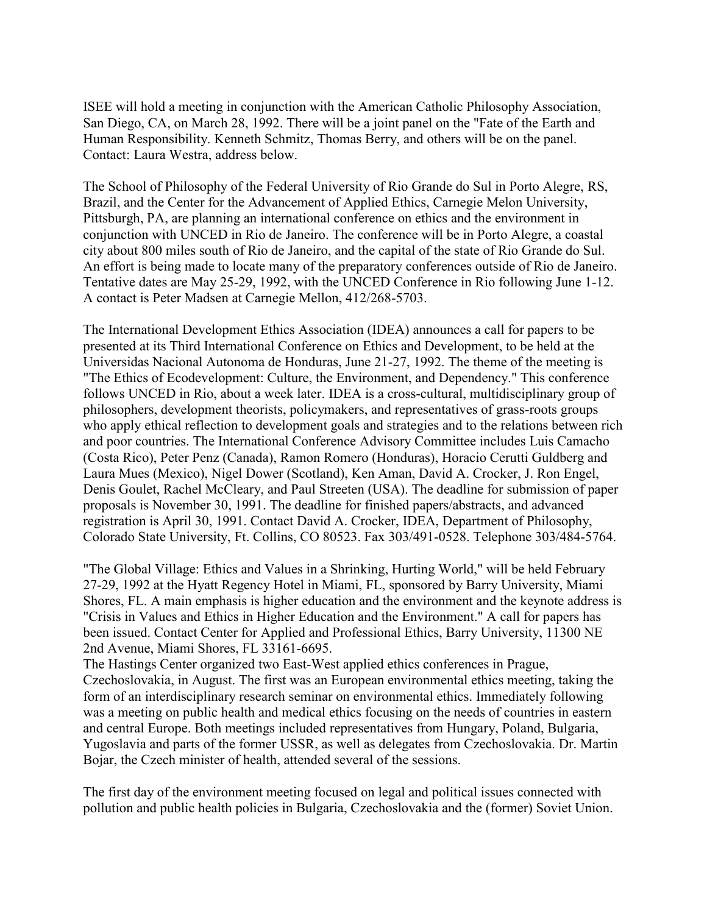ISEE will hold a meeting in conjunction with the American Catholic Philosophy Association, San Diego, CA, on March 28, 1992. There will be a joint panel on the "Fate of the Earth and Human Responsibility. Kenneth Schmitz, Thomas Berry, and others will be on the panel. Contact: Laura Westra, address below.

The School of Philosophy of the Federal University of Rio Grande do Sul in Porto Alegre, RS, Brazil, and the Center for the Advancement of Applied Ethics, Carnegie Melon University, Pittsburgh, PA, are planning an international conference on ethics and the environment in conjunction with UNCED in Rio de Janeiro. The conference will be in Porto Alegre, a coastal city about 800 miles south of Rio de Janeiro, and the capital of the state of Rio Grande do Sul. An effort is being made to locate many of the preparatory conferences outside of Rio de Janeiro. Tentative dates are May 25-29, 1992, with the UNCED Conference in Rio following June 1-12. A contact is Peter Madsen at Carnegie Mellon, 412/268-5703.

The International Development Ethics Association (IDEA) announces a call for papers to be presented at its Third International Conference on Ethics and Development, to be held at the Universidas Nacional Autonoma de Honduras, June 21-27, 1992. The theme of the meeting is "The Ethics of Ecodevelopment: Culture, the Environment, and Dependency." This conference follows UNCED in Rio, about a week later. IDEA is a cross-cultural, multidisciplinary group of philosophers, development theorists, policymakers, and representatives of grass-roots groups who apply ethical reflection to development goals and strategies and to the relations between rich and poor countries. The International Conference Advisory Committee includes Luis Camacho (Costa Rico), Peter Penz (Canada), Ramon Romero (Honduras), Horacio Cerutti Guldberg and Laura Mues (Mexico), Nigel Dower (Scotland), Ken Aman, David A. Crocker, J. Ron Engel, Denis Goulet, Rachel McCleary, and Paul Streeten (USA). The deadline for submission of paper proposals is November 30, 1991. The deadline for finished papers/abstracts, and advanced registration is April 30, 1991. Contact David A. Crocker, IDEA, Department of Philosophy, Colorado State University, Ft. Collins, CO 80523. Fax 303/491-0528. Telephone 303/484-5764.

"The Global Village: Ethics and Values in a Shrinking, Hurting World," will be held February 27-29, 1992 at the Hyatt Regency Hotel in Miami, FL, sponsored by Barry University, Miami Shores, FL. A main emphasis is higher education and the environment and the keynote address is "Crisis in Values and Ethics in Higher Education and the Environment." A call for papers has been issued. Contact Center for Applied and Professional Ethics, Barry University, 11300 NE 2nd Avenue, Miami Shores, FL 33161-6695.

The Hastings Center organized two East-West applied ethics conferences in Prague, Czechoslovakia, in August. The first was an European environmental ethics meeting, taking the form of an interdisciplinary research seminar on environmental ethics. Immediately following was a meeting on public health and medical ethics focusing on the needs of countries in eastern and central Europe. Both meetings included representatives from Hungary, Poland, Bulgaria, Yugoslavia and parts of the former USSR, as well as delegates from Czechoslovakia. Dr. Martin Bojar, the Czech minister of health, attended several of the sessions.

The first day of the environment meeting focused on legal and political issues connected with pollution and public health policies in Bulgaria, Czechoslovakia and the (former) Soviet Union.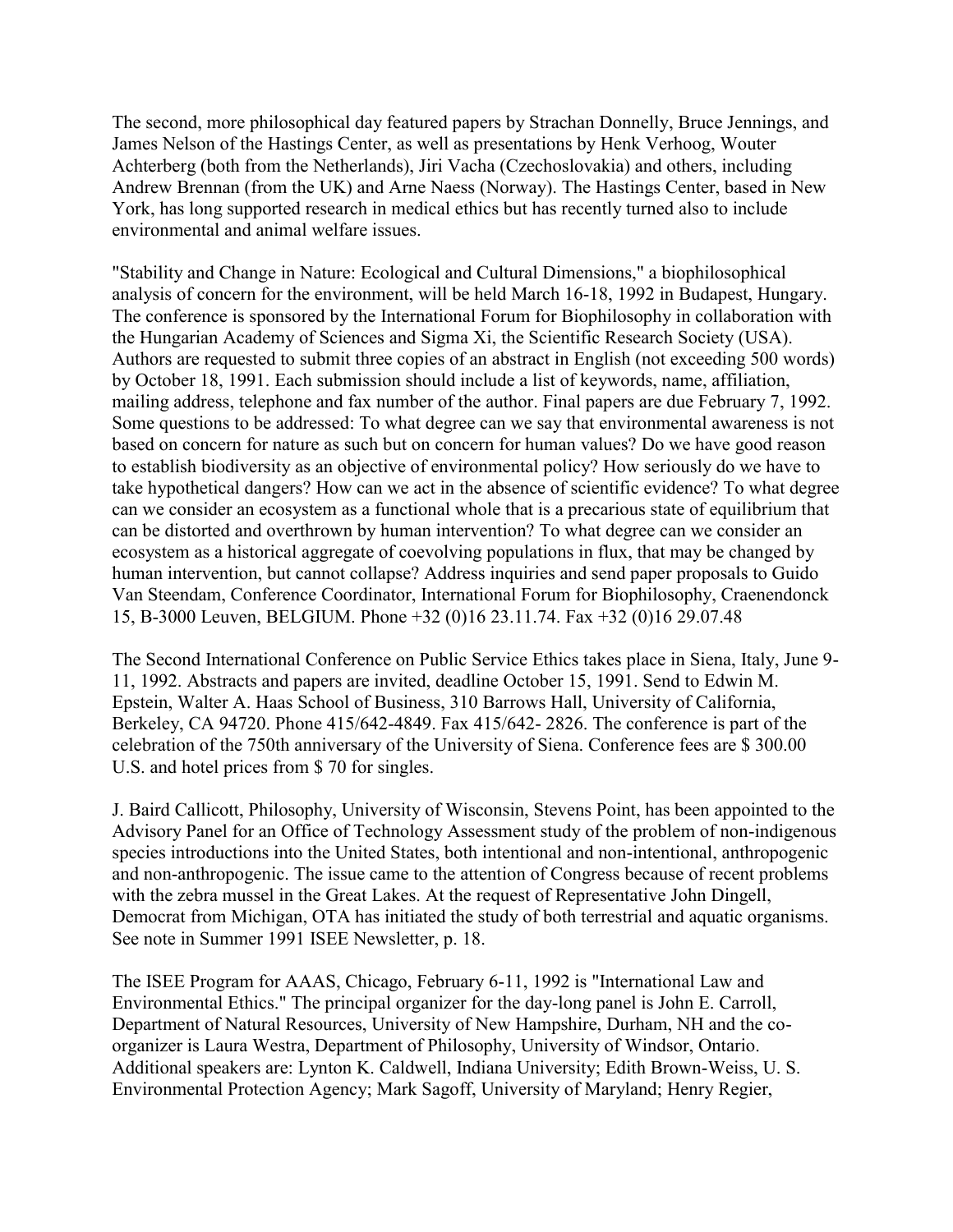The second, more philosophical day featured papers by Strachan Donnelly, Bruce Jennings, and James Nelson of the Hastings Center, as well as presentations by Henk Verhoog, Wouter Achterberg (both from the Netherlands), Jiri Vacha (Czechoslovakia) and others, including Andrew Brennan (from the UK) and Arne Naess (Norway). The Hastings Center, based in New York, has long supported research in medical ethics but has recently turned also to include environmental and animal welfare issues.

"Stability and Change in Nature: Ecological and Cultural Dimensions," a biophilosophical analysis of concern for the environment, will be held March 16-18, 1992 in Budapest, Hungary. The conference is sponsored by the International Forum for Biophilosophy in collaboration with the Hungarian Academy of Sciences and Sigma Xi, the Scientific Research Society (USA). Authors are requested to submit three copies of an abstract in English (not exceeding 500 words) by October 18, 1991. Each submission should include a list of keywords, name, affiliation, mailing address, telephone and fax number of the author. Final papers are due February 7, 1992. Some questions to be addressed: To what degree can we say that environmental awareness is not based on concern for nature as such but on concern for human values? Do we have good reason to establish biodiversity as an objective of environmental policy? How seriously do we have to take hypothetical dangers? How can we act in the absence of scientific evidence? To what degree can we consider an ecosystem as a functional whole that is a precarious state of equilibrium that can be distorted and overthrown by human intervention? To what degree can we consider an ecosystem as a historical aggregate of coevolving populations in flux, that may be changed by human intervention, but cannot collapse? Address inquiries and send paper proposals to Guido Van Steendam, Conference Coordinator, International Forum for Biophilosophy, Craenendonck 15, B-3000 Leuven, BELGIUM. Phone +32 (0)16 23.11.74. Fax +32 (0)16 29.07.48

The Second International Conference on Public Service Ethics takes place in Siena, Italy, June 9-11, 1992. Abstracts and papers are invited, deadline October 15, 1991. Send to Edwin M. Epstein, Walter A. Haas School of Business, 310 Barrows Hall, University of California, Berkeley, CA 94720. Phone 415/642-4849. Fax 415/642- 2826. The conference is part of the celebration of the 750th anniversary of the University of Siena. Conference fees are $ 300.00 U.S. and hotel prices from $ 70 for singles.

J. Baird Callicott, Philosophy, University of Wisconsin, Stevens Point, has been appointed to the Advisory Panel for an Office of Technology Assessment study of the problem of non-indigenous species introductions into the United States, both intentional and non-intentional, anthropogenic and non-anthropogenic. The issue came to the attention of Congress because of recent problems with the zebra mussel in the Great Lakes. At the request of Representative John Dingell, Democrat from Michigan, OTA has initiated the study of both terrestrial and aquatic organisms. See note in Summer 1991 ISEE Newsletter, p. 18.

The ISEE Program for AAAS, Chicago, February 6-11, 1992 is "International Law and Environmental Ethics." The principal organizer for the day-long panel is John E. Carroll, Department of Natural Resources, University of New Hampshire, Durham, NH and the co-organizer is Laura Westra, Department of Philosophy, University of Windsor, Ontario. Additional speakers are: Lynton K. Caldwell, Indiana University; Edith Brown-Weiss, U. S. Environmental Protection Agency; Mark Sagoff, University of Maryland; Henry Regier,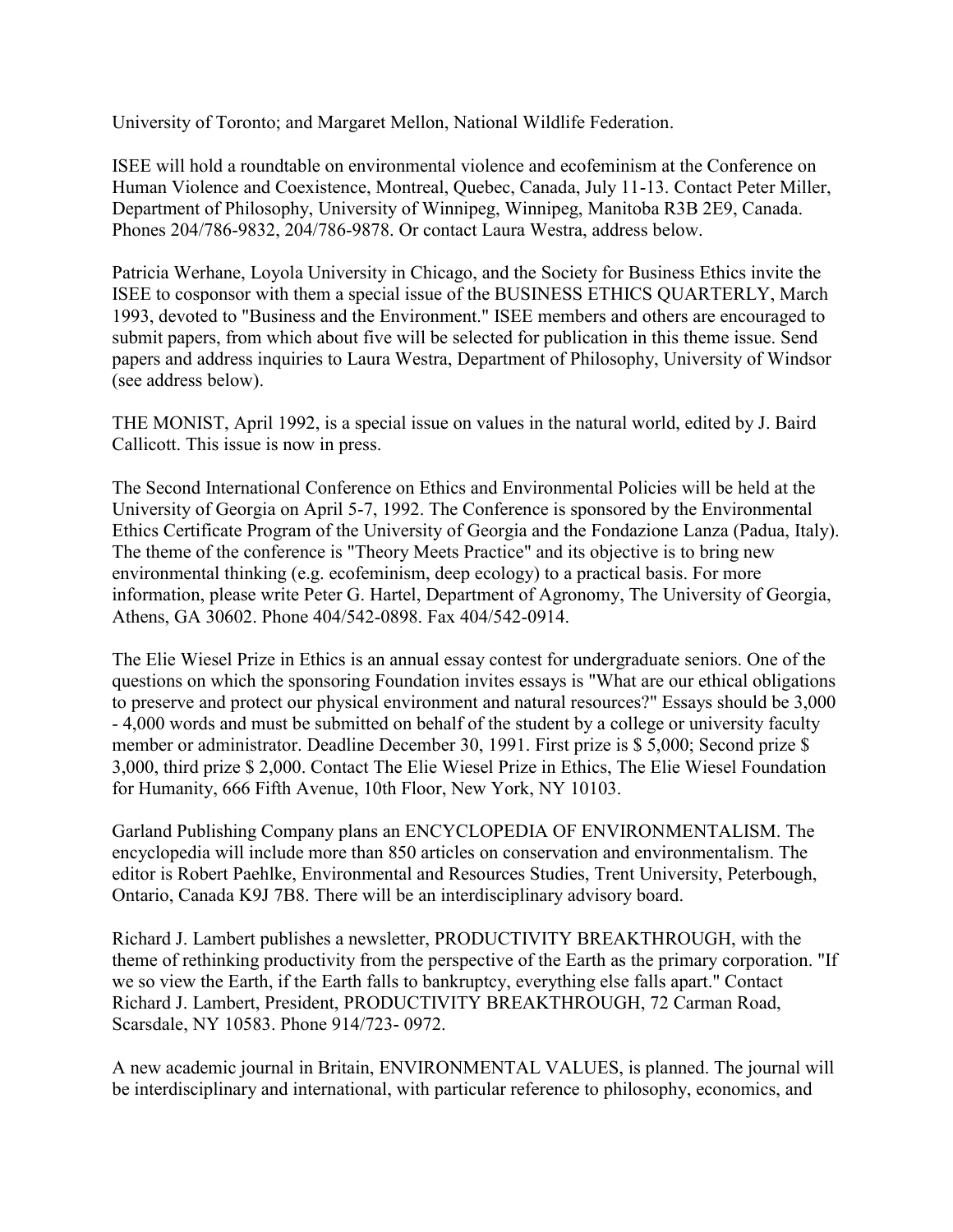University of Toronto; and Margaret Mellon, National Wildlife Federation.

ISEE will hold a roundtable on environmental violence and ecofeminism at the Conference on Human Violence and Coexistence, Montreal, Quebec, Canada, July 11-13. Contact Peter Miller, Department of Philosophy, University of Winnipeg, Winnipeg, Manitoba R3B 2E9, Canada. Phones 204/786-9832, 204/786-9878. Or contact Laura Westra, address below.

Patricia Werhane, Loyola University in Chicago, and the Society for Business Ethics invite the ISEE to cosponsor with them a special issue of the BUSINESS ETHICS QUARTERLY, March 1993, devoted to "Business and the Environment." ISEE members and others are encouraged to submit papers, from which about five will be selected for publication in this theme issue. Send papers and address inquiries to Laura Westra, Department of Philosophy, University of Windsor (see address below).

THE MONIST, April 1992, is a special issue on values in the natural world, edited by J. Baird Callicott. This issue is now in press.

The Second International Conference on Ethics and Environmental Policies will be held at the University of Georgia on April 5-7, 1992. The Conference is sponsored by the Environmental Ethics Certificate Program of the University of Georgia and the Fondazione Lanza (Padua, Italy). The theme of the conference is "Theory Meets Practice" and its objective is to bring new environmental thinking (e.g. ecofeminism, deep ecology) to a practical basis. For more information, please write Peter G. Hartel, Department of Agronomy, The University of Georgia, Athens, GA 30602. Phone 404/542-0898. Fax 404/542-0914.

The Elie Wiesel Prize in Ethics is an annual essay contest for undergraduate seniors. One of the questions on which the sponsoring Foundation invites essays is "What are our ethical obligations to preserve and protect our physical environment and natural resources?" Essays should be 3,000 - 4,000 words and must be submitted on behalf of the student by a college or university faculty member or administrator. Deadline December 30, 1991. First prize is $ 5,000; Second prize $ 3,000, third prize $ 2,000. Contact The Elie Wiesel Prize in Ethics, The Elie Wiesel Foundation for Humanity, 666 Fifth Avenue, 10th Floor, New York, NY 10103.

Garland Publishing Company plans an ENCYCLOPEDIA OF ENVIRONMENTALISM. The encyclopedia will include more than 850 articles on conservation and environmentalism. The editor is Robert Paehlke, Environmental and Resources Studies, Trent University, Peterbough, Ontario, Canada K9J 7B8. There will be an interdisciplinary advisory board.

Richard J. Lambert publishes a newsletter, PRODUCTIVITY BREAKTHROUGH, with the theme of rethinking productivity from the perspective of the Earth as the primary corporation. "If we so view the Earth, if the Earth falls to bankruptcy, everything else falls apart." Contact Richard J. Lambert, President, PRODUCTIVITY BREAKTHROUGH, 72 Carman Road, Scarsdale, NY 10583. Phone 914/723- 0972.

A new academic journal in Britain, ENVIRONMENTAL VALUES, is planned. The journal will be interdisciplinary and international, with particular reference to philosophy, economics, and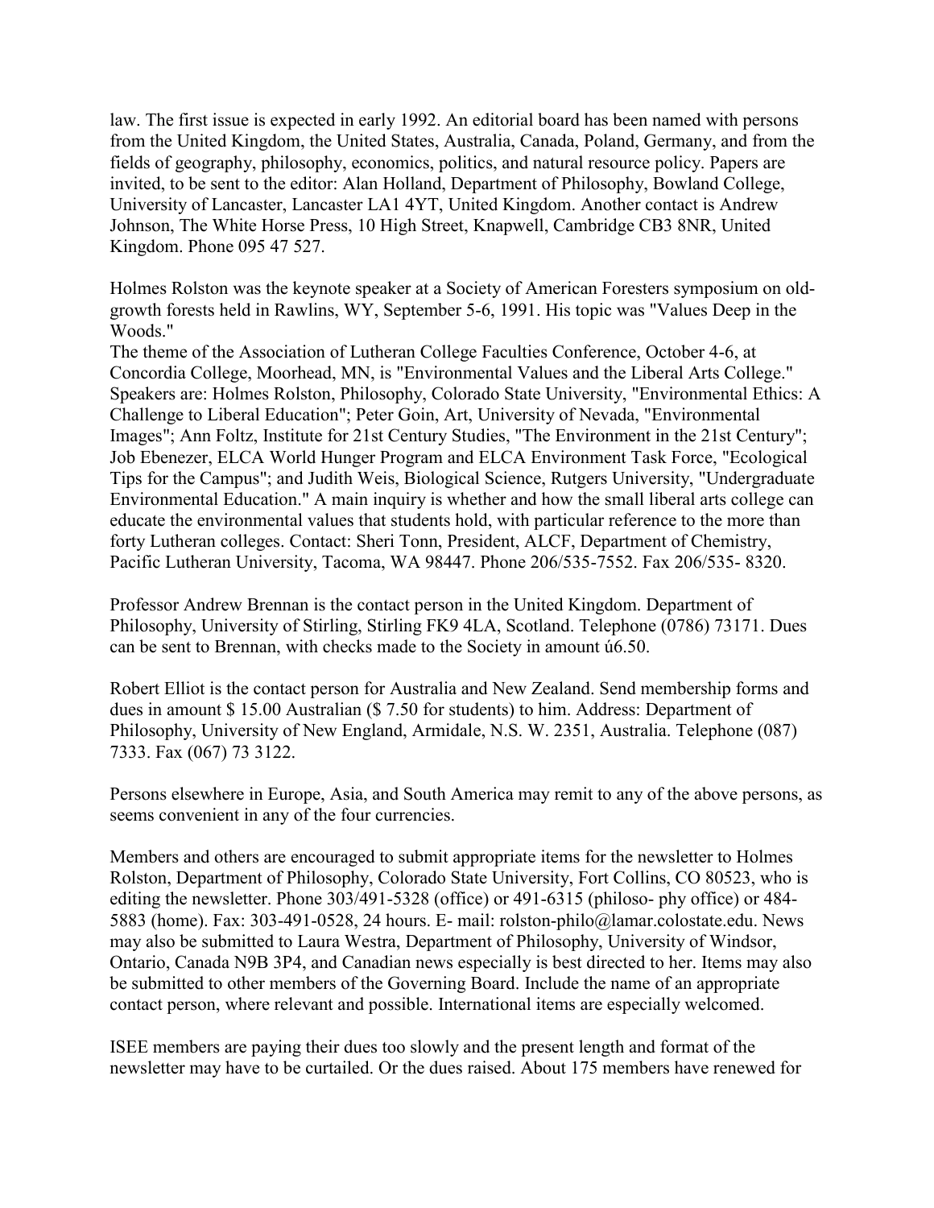law. The first issue is expected in early 1992. An editorial board has been named with persons from the United Kingdom, the United States, Australia, Canada, Poland, Germany, and from the fields of geography, philosophy, economics, politics, and natural resource policy. Papers are invited, to be sent to the editor: Alan Holland, Department of Philosophy, Bowland College, University of Lancaster, Lancaster LA1 4YT, United Kingdom. Another contact is Andrew Johnson, The White Horse Press, 10 High Street, Knapwell, Cambridge CB3 8NR, United Kingdom. Phone 095 47 527.

Holmes Rolston was the keynote speaker at a Society of American Foresters symposium on old-growth forests held in Rawlins, WY, September 5-6, 1991. His topic was "Values Deep in the Woods."

The theme of the Association of Lutheran College Faculties Conference, October 4-6, at Concordia College, Moorhead, MN, is "Environmental Values and the Liberal Arts College." Speakers are: Holmes Rolston, Philosophy, Colorado State University, "Environmental Ethics: A Challenge to Liberal Education"; Peter Goin, Art, University of Nevada, "Environmental Images"; Ann Foltz, Institute for 21st Century Studies, "The Environment in the 21st Century"; Job Ebenezer, ELCA World Hunger Program and ELCA Environment Task Force, "Ecological Tips for the Campus"; and Judith Weis, Biological Science, Rutgers University, "Undergraduate Environmental Education." A main inquiry is whether and how the small liberal arts college can educate the environmental values that students hold, with particular reference to the more than forty Lutheran colleges. Contact: Sheri Tonn, President, ALCF, Department of Chemistry, Pacific Lutheran University, Tacoma, WA 98447. Phone 206/535-7552. Fax 206/535- 8320.

Professor Andrew Brennan is the contact person in the United Kingdom. Department of Philosophy, University of Stirling, Stirling FK9 4LA, Scotland. Telephone (0786) 73171. Dues can be sent to Brennan, with checks made to the Society in amount ú6.50.

Robert Elliot is the contact person for Australia and New Zealand. Send membership forms and dues in amount $ 15.00 Australian ($ 7.50 for students) to him. Address: Department of Philosophy, University of New England, Armidale, N.S. W. 2351, Australia. Telephone (087) 7333. Fax (067) 73 3122.

Persons elsewhere in Europe, Asia, and South America may remit to any of the above persons, as seems convenient in any of the four currencies.

Members and others are encouraged to submit appropriate items for the newsletter to Holmes Rolston, Department of Philosophy, Colorado State University, Fort Collins, CO 80523, who is editing the newsletter. Phone 303/491-5328 (office) or 491-6315 (philoso- phy office) or 484-5883 (home). Fax: 303-491-0528, 24 hours. E- mail: rolston-philo@lamar.colostate.edu. News may also be submitted to Laura Westra, Department of Philosophy, University of Windsor, Ontario, Canada N9B 3P4, and Canadian news especially is best directed to her. Items may also be submitted to other members of the Governing Board. Include the name of an appropriate contact person, where relevant and possible. International items are especially welcomed.

ISEE members are paying their dues too slowly and the present length and format of the newsletter may have to be curtailed. Or the dues raised. About 175 members have renewed for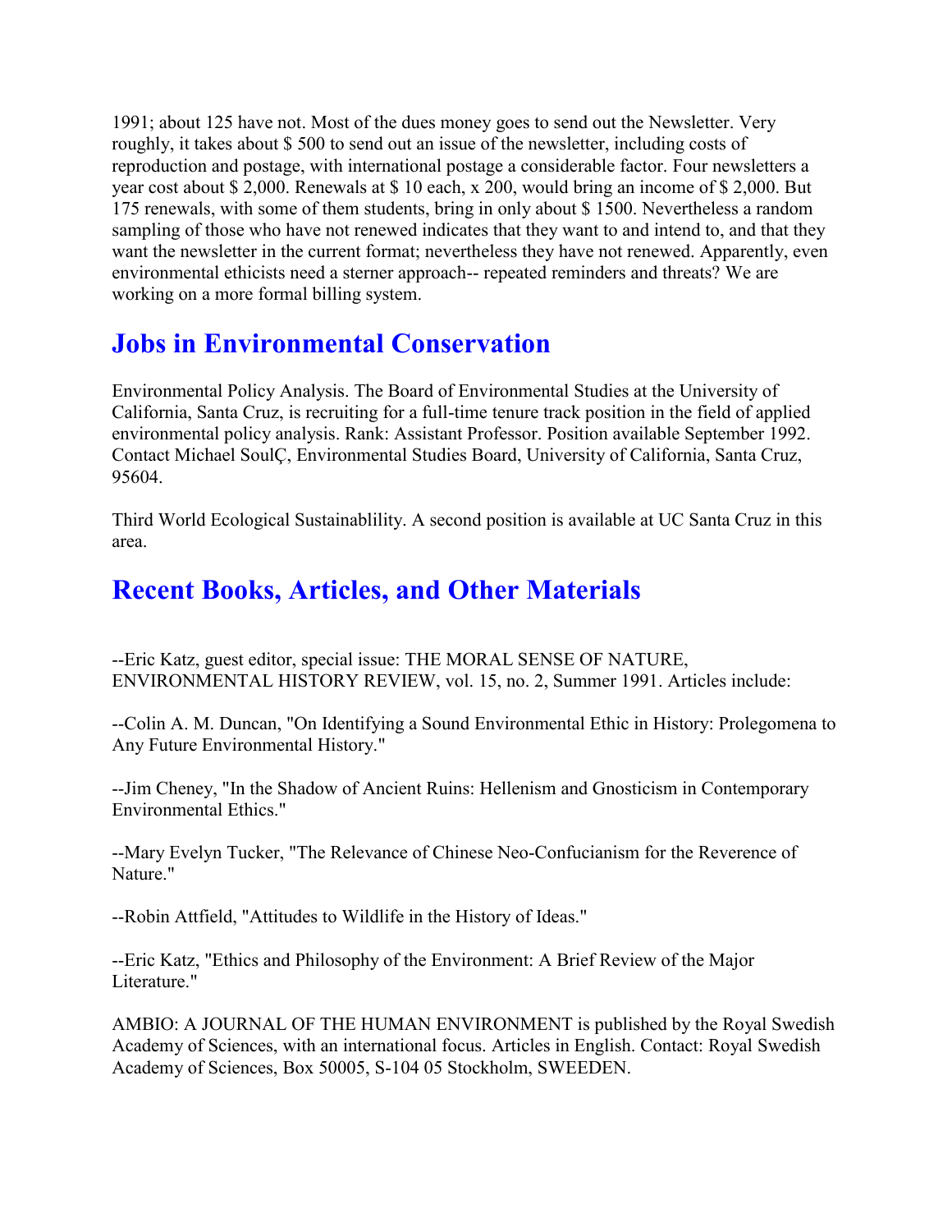1991; about 125 have not. Most of the dues money goes to send out the Newsletter. Very roughly, it takes about $ 500 to send out an issue of the newsletter, including costs of reproduction and postage, with international postage a considerable factor. Four newsletters a year cost about $ 2,000. Renewals at $ 10 each, x 200, would bring an income of $ 2,000. But 175 renewals, with some of them students, bring in only about $ 1500. Nevertheless a random sampling of those who have not renewed indicates that they want to and intend to, and that they want the newsletter in the current format; nevertheless they have not renewed. Apparently, even environmental ethicists need a sterner approach-- repeated reminders and threats? We are working on a more formal billing system.

## Jobs in Environmental Conservation

Environmental Policy Analysis. The Board of Environmental Studies at the University of California, Santa Cruz, is recruiting for a full-time tenure track position in the field of applied environmental policy analysis. Rank: Assistant Professor. Position available September 1992. Contact Michael SoulÇ, Environmental Studies Board, University of California, Santa Cruz, 95604.

Third World Ecological Sustainablility. A second position is available at UC Santa Cruz in this area.

## Recent Books, Articles, and Other Materials

--Eric Katz, guest editor, special issue: THE MORAL SENSE OF NATURE, ENVIRONMENTAL HISTORY REVIEW, vol. 15, no. 2, Summer 1991. Articles include:

--Colin A. M. Duncan, "On Identifying a Sound Environmental Ethic in History: Prolegomena to Any Future Environmental History."

--Jim Cheney, "In the Shadow of Ancient Ruins: Hellenism and Gnosticism in Contemporary Environmental Ethics."

--Mary Evelyn Tucker, "The Relevance of Chinese Neo-Confucianism for the Reverence of Nature."

--Robin Attfield, "Attitudes to Wildlife in the History of Ideas."

--Eric Katz, "Ethics and Philosophy of the Environment: A Brief Review of the Major Literature."

AMBIO: A JOURNAL OF THE HUMAN ENVIRONMENT is published by the Royal Swedish Academy of Sciences, with an international focus. Articles in English. Contact: Royal Swedish Academy of Sciences, Box 50005, S-104 05 Stockholm, SWEEDEN.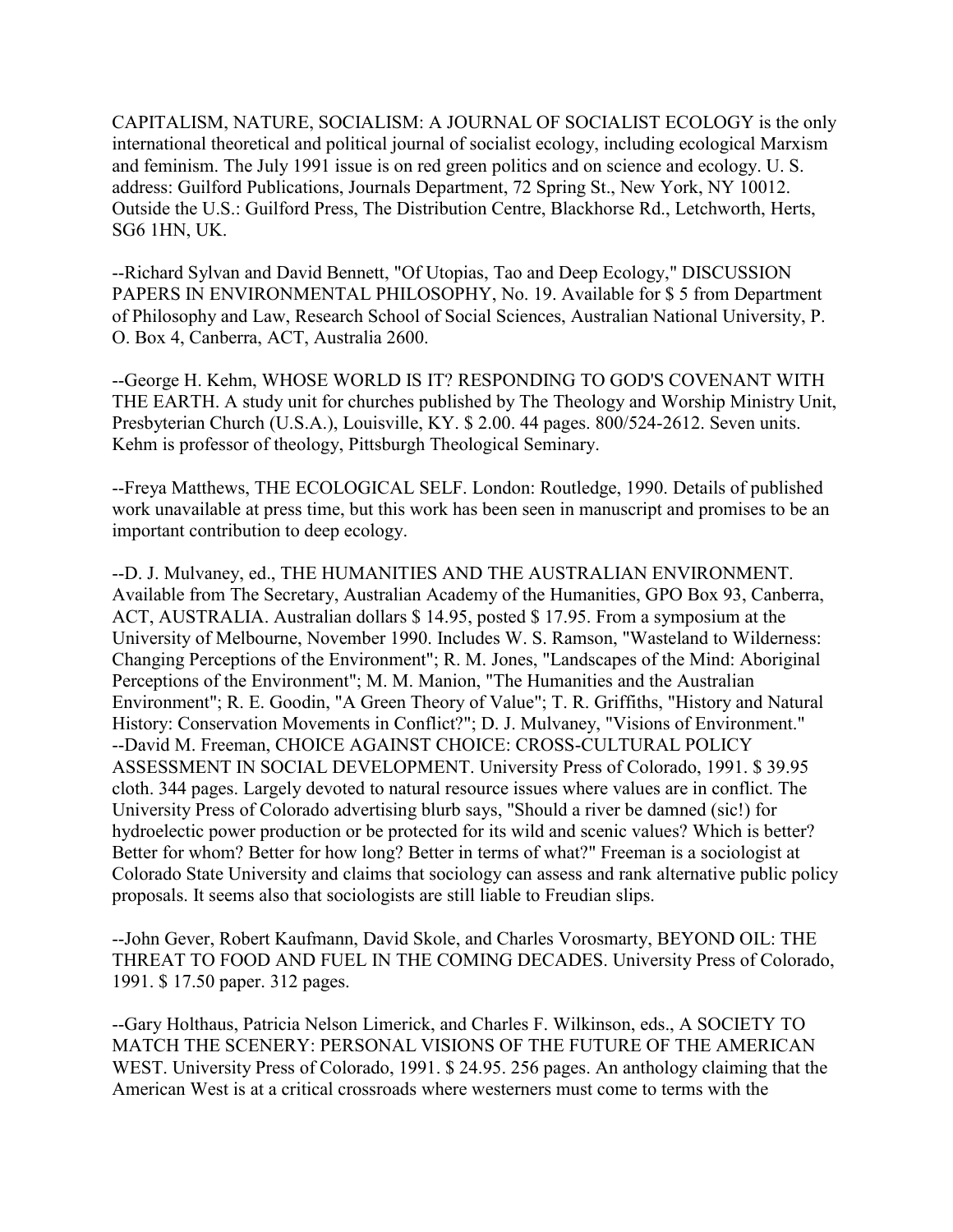CAPITALISM, NATURE, SOCIALISM: A JOURNAL OF SOCIALIST ECOLOGY is the only international theoretical and political journal of socialist ecology, including ecological Marxism and feminism. The July 1991 issue is on red green politics and on science and ecology. U. S. address: Guilford Publications, Journals Department, 72 Spring St., New York, NY 10012. Outside the U.S.: Guilford Press, The Distribution Centre, Blackhorse Rd., Letchworth, Herts, SG6 1HN, UK.

--Richard Sylvan and David Bennett, "Of Utopias, Tao and Deep Ecology," DISCUSSION PAPERS IN ENVIRONMENTAL PHILOSOPHY, No. 19. Available for $ 5 from Department of Philosophy and Law, Research School of Social Sciences, Australian National University, P. O. Box 4, Canberra, ACT, Australia 2600.

--George H. Kehm, WHOSE WORLD IS IT? RESPONDING TO GOD'S COVENANT WITH THE EARTH. A study unit for churches published by The Theology and Worship Ministry Unit, Presbyterian Church (U.S.A.), Louisville, KY. $ 2.00. 44 pages. 800/524-2612. Seven units. Kehm is professor of theology, Pittsburgh Theological Seminary.

--Freya Matthews, THE ECOLOGICAL SELF. London: Routledge, 1990. Details of published work unavailable at press time, but this work has been seen in manuscript and promises to be an important contribution to deep ecology.

--D. J. Mulvaney, ed., THE HUMANITIES AND THE AUSTRALIAN ENVIRONMENT. Available from The Secretary, Australian Academy of the Humanities, GPO Box 93, Canberra, ACT, AUSTRALIA. Australian dollars $ 14.95, posted $ 17.95. From a symposium at the University of Melbourne, November 1990. Includes W. S. Ramson, "Wasteland to Wilderness: Changing Perceptions of the Environment"; R. M. Jones, "Landscapes of the Mind: Aboriginal Perceptions of the Environment"; M. M. Manion, "The Humanities and the Australian Environment"; R. E. Goodin, "A Green Theory of Value"; T. R. Griffiths, "History and Natural History: Conservation Movements in Conflict?"; D. J. Mulvaney, "Visions of Environment."

--David M. Freeman, CHOICE AGAINST CHOICE: CROSS-CULTURAL POLICY ASSESSMENT IN SOCIAL DEVELOPMENT. University Press of Colorado, 1991. $ 39.95 cloth. 344 pages. Largely devoted to natural resource issues where values are in conflict. The University Press of Colorado advertising blurb says, "Should a river be damned (sic!) for hydroelectic power production or be protected for its wild and scenic values? Which is better? Better for whom? Better for how long? Better in terms of what?" Freeman is a sociologist at Colorado State University and claims that sociology can assess and rank alternative public policy proposals. It seems also that sociologists are still liable to Freudian slips.

--John Gever, Robert Kaufmann, David Skole, and Charles Vorosmarty, BEYOND OIL: THE THREAT TO FOOD AND FUEL IN THE COMING DECADES. University Press of Colorado, 1991. $ 17.50 paper. 312 pages.

--Gary Holthaus, Patricia Nelson Limerick, and Charles F. Wilkinson, eds., A SOCIETY TO MATCH THE SCENERY: PERSONAL VISIONS OF THE FUTURE OF THE AMERICAN WEST. University Press of Colorado, 1991. $ 24.95. 256 pages. An anthology claiming that the American West is at a critical crossroads where westerners must come to terms with the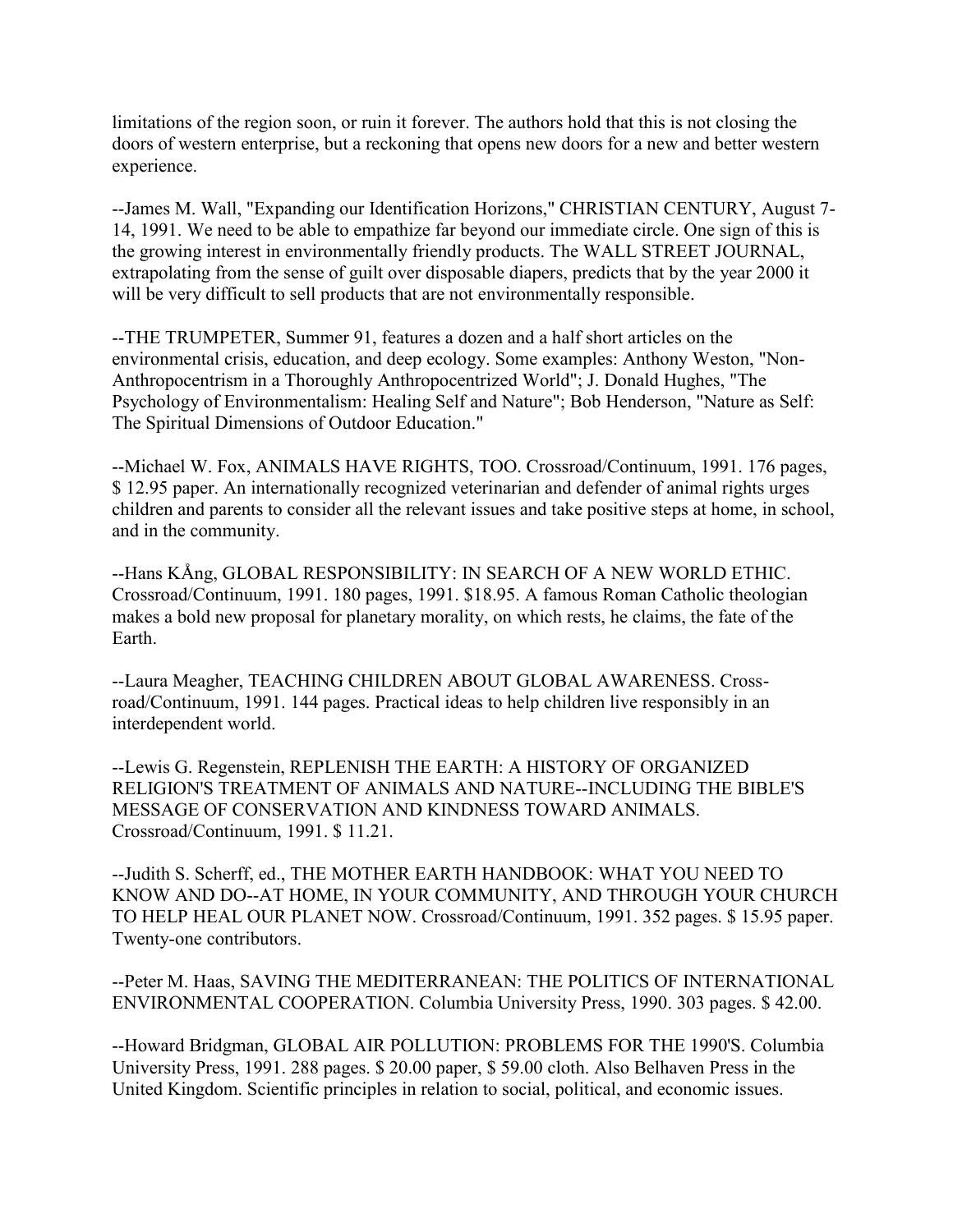limitations of the region soon, or ruin it forever. The authors hold that this is not closing the doors of western enterprise, but a reckoning that opens new doors for a new and better western experience.

--James M. Wall, "Expanding our Identification Horizons," CHRISTIAN CENTURY, August 7-14, 1991. We need to be able to empathize far beyond our immediate circle. One sign of this is the growing interest in environmentally friendly products. The WALL STREET JOURNAL, extrapolating from the sense of guilt over disposable diapers, predicts that by the year 2000 it will be very difficult to sell products that are not environmentally responsible.

--THE TRUMPETER, Summer 91, features a dozen and a half short articles on the environmental crisis, education, and deep ecology. Some examples: Anthony Weston, "Non-Anthropocentrism in a Thoroughly Anthropocentrized World"; J. Donald Hughes, "The Psychology of Environmentalism: Healing Self and Nature"; Bob Henderson, "Nature as Self: The Spiritual Dimensions of Outdoor Education."

--Michael W. Fox, ANIMALS HAVE RIGHTS, TOO. Crossroad/Continuum, 1991. 176 pages, $ 12.95 paper. An internationally recognized veterinarian and defender of animal rights urges children and parents to consider all the relevant issues and take positive steps at home, in school, and in the community.

--Hans KÅng, GLOBAL RESPONSIBILITY: IN SEARCH OF A NEW WORLD ETHIC. Crossroad/Continuum, 1991. 180 pages, 1991. $18.95. A famous Roman Catholic theologian makes a bold new proposal for planetary morality, on which rests, he claims, the fate of the Earth.

--Laura Meagher, TEACHING CHILDREN ABOUT GLOBAL AWARENESS. Cross-road/Continuum, 1991. 144 pages. Practical ideas to help children live responsibly in an interdependent world.

--Lewis G. Regenstein, REPLENISH THE EARTH: A HISTORY OF ORGANIZED RELIGION'S TREATMENT OF ANIMALS AND NATURE--INCLUDING THE BIBLE'S MESSAGE OF CONSERVATION AND KINDNESS TOWARD ANIMALS. Crossroad/Continuum, 1991. $ 11.21.

--Judith S. Scherff, ed., THE MOTHER EARTH HANDBOOK: WHAT YOU NEED TO KNOW AND DO--AT HOME, IN YOUR COMMUNITY, AND THROUGH YOUR CHURCH TO HELP HEAL OUR PLANET NOW. Crossroad/Continuum, 1991. 352 pages. $ 15.95 paper. Twenty-one contributors.

--Peter M. Haas, SAVING THE MEDITERRANEAN: THE POLITICS OF INTERNATIONAL ENVIRONMENTAL COOPERATION. Columbia University Press, 1990. 303 pages. $ 42.00.

--Howard Bridgman, GLOBAL AIR POLLUTION: PROBLEMS FOR THE 1990'S. Columbia University Press, 1991. 288 pages. $ 20.00 paper, $ 59.00 cloth. Also Belhaven Press in the United Kingdom. Scientific principles in relation to social, political, and economic issues.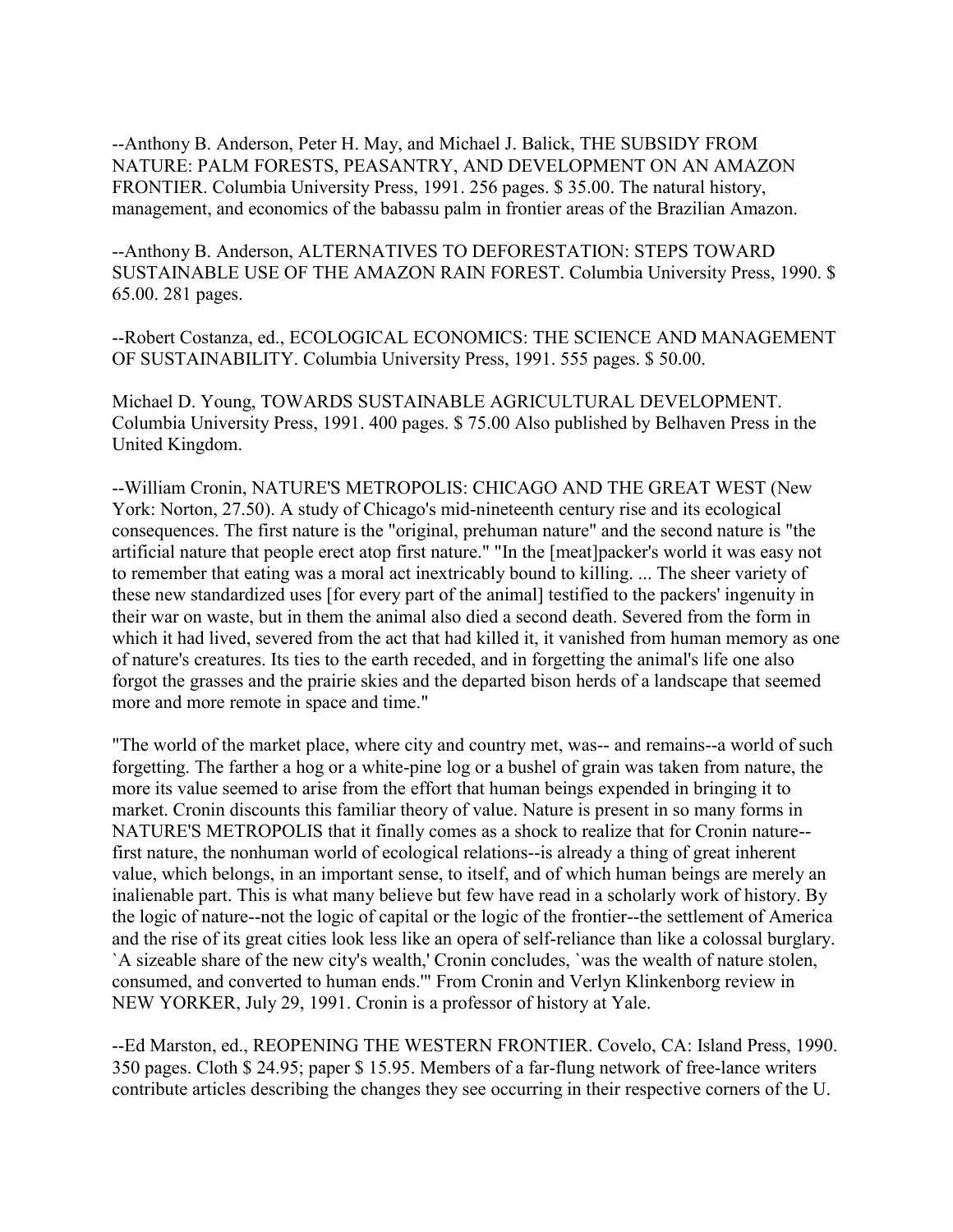--Anthony B. Anderson, Peter H. May, and Michael J. Balick, THE SUBSIDY FROM NATURE: PALM FORESTS, PEASANTRY, AND DEVELOPMENT ON AN AMAZON FRONTIER. Columbia University Press, 1991. 256 pages. $ 35.00. The natural history, management, and economics of the babassu palm in frontier areas of the Brazilian Amazon.

--Anthony B. Anderson, ALTERNATIVES TO DEFORESTATION: STEPS TOWARD SUSTAINABLE USE OF THE AMAZON RAIN FOREST. Columbia University Press, 1990. $ 65.00. 281 pages.

--Robert Costanza, ed., ECOLOGICAL ECONOMICS: THE SCIENCE AND MANAGEMENT OF SUSTAINABILITY. Columbia University Press, 1991. 555 pages. $ 50.00.

Michael D. Young, TOWARDS SUSTAINABLE AGRICULTURAL DEVELOPMENT. Columbia University Press, 1991. 400 pages. $ 75.00 Also published by Belhaven Press in the United Kingdom.

--William Cronin, NATURE'S METROPOLIS: CHICAGO AND THE GREAT WEST (New York: Norton, 27.50). A study of Chicago's mid-nineteenth century rise and its ecological consequences. The first nature is the "original, prehuman nature" and the second nature is "the artificial nature that people erect atop first nature." "In the [meat]packer's world it was easy not to remember that eating was a moral act inextricably bound to killing. ... The sheer variety of these new standardized uses [for every part of the animal] testified to the packers' ingenuity in their war on waste, but in them the animal also died a second death. Severed from the form in which it had lived, severed from the act that had killed it, it vanished from human memory as one of nature's creatures. Its ties to the earth receded, and in forgetting the animal's life one also forgot the grasses and the prairie skies and the departed bison herds of a landscape that seemed more and more remote in space and time."

"The world of the market place, where city and country met, was-- and remains--a world of such forgetting. The farther a hog or a white-pine log or a bushel of grain was taken from nature, the more its value seemed to arise from the effort that human beings expended in bringing it to market. Cronin discounts this familiar theory of value. Nature is present in so many forms in NATURE'S METROPOLIS that it finally comes as a shock to realize that for Cronin nature--first nature, the nonhuman world of ecological relations--is already a thing of great inherent value, which belongs, in an important sense, to itself, and of which human beings are merely an inalienable part. This is what many believe but few have read in a scholarly work of history. By the logic of nature--not the logic of capital or the logic of the frontier--the settlement of America and the rise of its great cities look less like an opera of self-reliance than like a colossal burglary. `A sizeable share of the new city's wealth,' Cronin concludes, `was the wealth of nature stolen, consumed, and converted to human ends.'" From Cronin and Verlyn Klinkenborg review in NEW YORKER, July 29, 1991. Cronin is a professor of history at Yale.

--Ed Marston, ed., REOPENING THE WESTERN FRONTIER. Covelo, CA: Island Press, 1990. 350 pages. Cloth $ 24.95; paper $ 15.95. Members of a far-flung network of free-lance writers contribute articles describing the changes they see occurring in their respective corners of the U.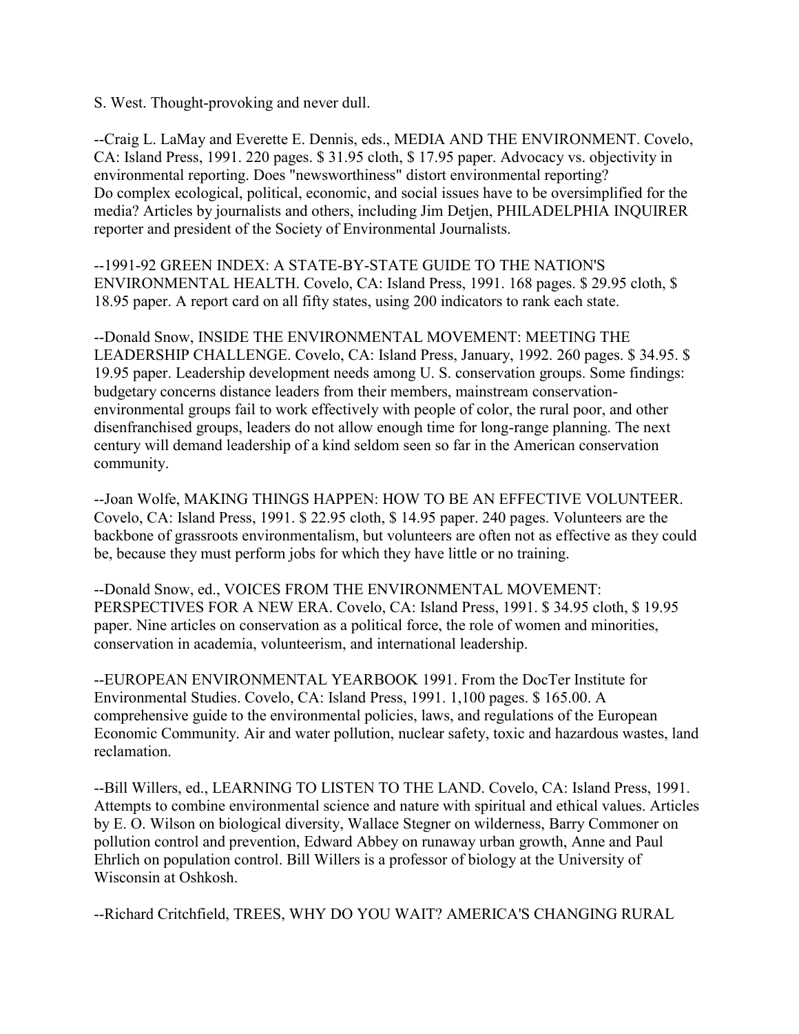S. West. Thought-provoking and never dull.

--Craig L. LaMay and Everette E. Dennis, eds., MEDIA AND THE ENVIRONMENT. Covelo, CA: Island Press, 1991. 220 pages. $ 31.95 cloth, $ 17.95 paper. Advocacy vs. objectivity in environmental reporting. Does "newsworthiness" distort environmental reporting? Do complex ecological, political, economic, and social issues have to be oversimplified for the media? Articles by journalists and others, including Jim Detjen, PHILADELPHIA INQUIRER reporter and president of the Society of Environmental Journalists.

--1991-92 GREEN INDEX: A STATE-BY-STATE GUIDE TO THE NATION'S ENVIRONMENTAL HEALTH. Covelo, CA: Island Press, 1991. 168 pages. $ 29.95 cloth, $ 18.95 paper. A report card on all fifty states, using 200 indicators to rank each state.

--Donald Snow, INSIDE THE ENVIRONMENTAL MOVEMENT: MEETING THE LEADERSHIP CHALLENGE. Covelo, CA: Island Press, January, 1992. 260 pages. $ 34.95. $ 19.95 paper. Leadership development needs among U. S. conservation groups. Some findings: budgetary concerns distance leaders from their members, mainstream conservation-environmental groups fail to work effectively with people of color, the rural poor, and other disenfranchised groups, leaders do not allow enough time for long-range planning. The next century will demand leadership of a kind seldom seen so far in the American conservation community.

--Joan Wolfe, MAKING THINGS HAPPEN: HOW TO BE AN EFFECTIVE VOLUNTEER. Covelo, CA: Island Press, 1991. $ 22.95 cloth, $ 14.95 paper. 240 pages. Volunteers are the backbone of grassroots environmentalism, but volunteers are often not as effective as they could be, because they must perform jobs for which they have little or no training.

--Donald Snow, ed., VOICES FROM THE ENVIRONMENTAL MOVEMENT: PERSPECTIVES FOR A NEW ERA. Covelo, CA: Island Press, 1991. $ 34.95 cloth, $ 19.95 paper. Nine articles on conservation as a political force, the role of women and minorities, conservation in academia, volunteerism, and international leadership.

--EUROPEAN ENVIRONMENTAL YEARBOOK 1991. From the DocTer Institute for Environmental Studies. Covelo, CA: Island Press, 1991. 1,100 pages. $ 165.00. A comprehensive guide to the environmental policies, laws, and regulations of the European Economic Community. Air and water pollution, nuclear safety, toxic and hazardous wastes, land reclamation.

--Bill Willers, ed., LEARNING TO LISTEN TO THE LAND. Covelo, CA: Island Press, 1991. Attempts to combine environmental science and nature with spiritual and ethical values. Articles by E. O. Wilson on biological diversity, Wallace Stegner on wilderness, Barry Commoner on pollution control and prevention, Edward Abbey on runaway urban growth, Anne and Paul Ehrlich on population control. Bill Willers is a professor of biology at the University of Wisconsin at Oshkosh.

--Richard Critchfield, TREES, WHY DO YOU WAIT? AMERICA'S CHANGING RURAL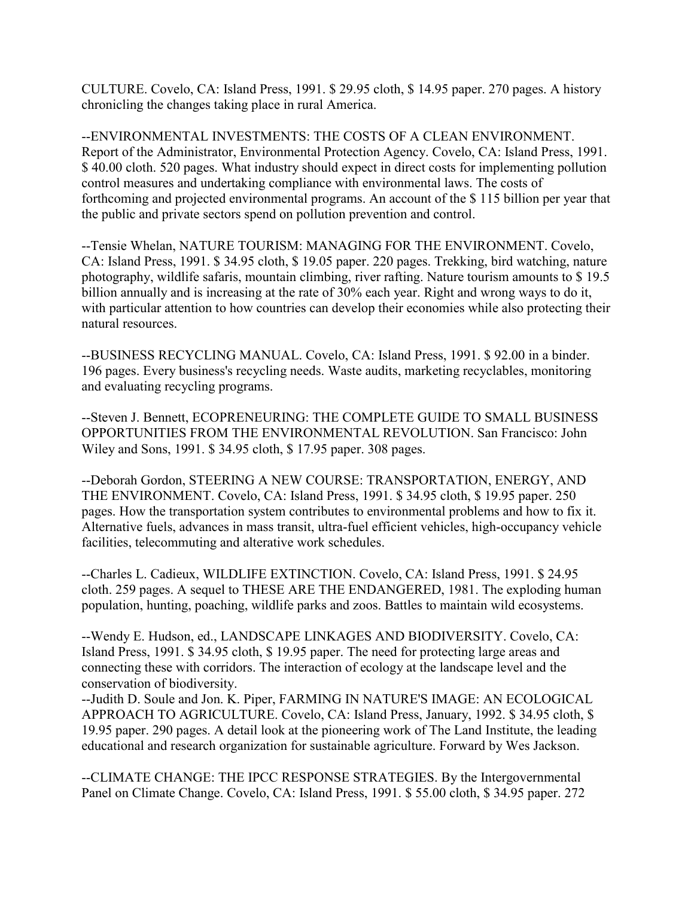CULTURE. Covelo, CA: Island Press, 1991. $ 29.95 cloth, $ 14.95 paper. 270 pages. A history chronicling the changes taking place in rural America.

--ENVIRONMENTAL INVESTMENTS: THE COSTS OF A CLEAN ENVIRONMENT. Report of the Administrator, Environmental Protection Agency. Covelo, CA: Island Press, 1991. $ 40.00 cloth. 520 pages. What industry should expect in direct costs for implementing pollution control measures and undertaking compliance with environmental laws. The costs of forthcoming and projected environmental programs. An account of the $ 115 billion per year that the public and private sectors spend on pollution prevention and control.

--Tensie Whelan, NATURE TOURISM: MANAGING FOR THE ENVIRONMENT. Covelo, CA: Island Press, 1991. $ 34.95 cloth, $ 19.05 paper. 220 pages. Trekking, bird watching, nature photography, wildlife safaris, mountain climbing, river rafting. Nature tourism amounts to $ 19.5 billion annually and is increasing at the rate of 30% each year. Right and wrong ways to do it, with particular attention to how countries can develop their economies while also protecting their natural resources.

--BUSINESS RECYCLING MANUAL. Covelo, CA: Island Press, 1991. $ 92.00 in a binder. 196 pages. Every business's recycling needs. Waste audits, marketing recyclables, monitoring and evaluating recycling programs.

--Steven J. Bennett, ECOPRENEURING: THE COMPLETE GUIDE TO SMALL BUSINESS OPPORTUNITIES FROM THE ENVIRONMENTAL REVOLUTION. San Francisco: John Wiley and Sons, 1991. $ 34.95 cloth, $ 17.95 paper. 308 pages.

--Deborah Gordon, STEERING A NEW COURSE: TRANSPORTATION, ENERGY, AND THE ENVIRONMENT. Covelo, CA: Island Press, 1991. $ 34.95 cloth, $ 19.95 paper. 250 pages. How the transportation system contributes to environmental problems and how to fix it. Alternative fuels, advances in mass transit, ultra-fuel efficient vehicles, high-occupancy vehicle facilities, telecommuting and alterative work schedules.

--Charles L. Cadieux, WILDLIFE EXTINCTION. Covelo, CA: Island Press, 1991. $ 24.95 cloth. 259 pages. A sequel to THESE ARE THE ENDANGERED, 1981. The exploding human population, hunting, poaching, wildlife parks and zoos. Battles to maintain wild ecosystems.

--Wendy E. Hudson, ed., LANDSCAPE LINKAGES AND BIODIVERSITY. Covelo, CA: Island Press, 1991. $ 34.95 cloth, $ 19.95 paper. The need for protecting large areas and connecting these with corridors. The interaction of ecology at the landscape level and the conservation of biodiversity.

--Judith D. Soule and Jon. K. Piper, FARMING IN NATURE'S IMAGE: AN ECOLOGICAL APPROACH TO AGRICULTURE. Covelo, CA: Island Press, January, 1992. $ 34.95 cloth, $ 19.95 paper. 290 pages. A detail look at the pioneering work of The Land Institute, the leading educational and research organization for sustainable agriculture. Forward by Wes Jackson.

--CLIMATE CHANGE: THE IPCC RESPONSE STRATEGIES. By the Intergovernmental Panel on Climate Change. Covelo, CA: Island Press, 1991. $ 55.00 cloth, $ 34.95 paper. 272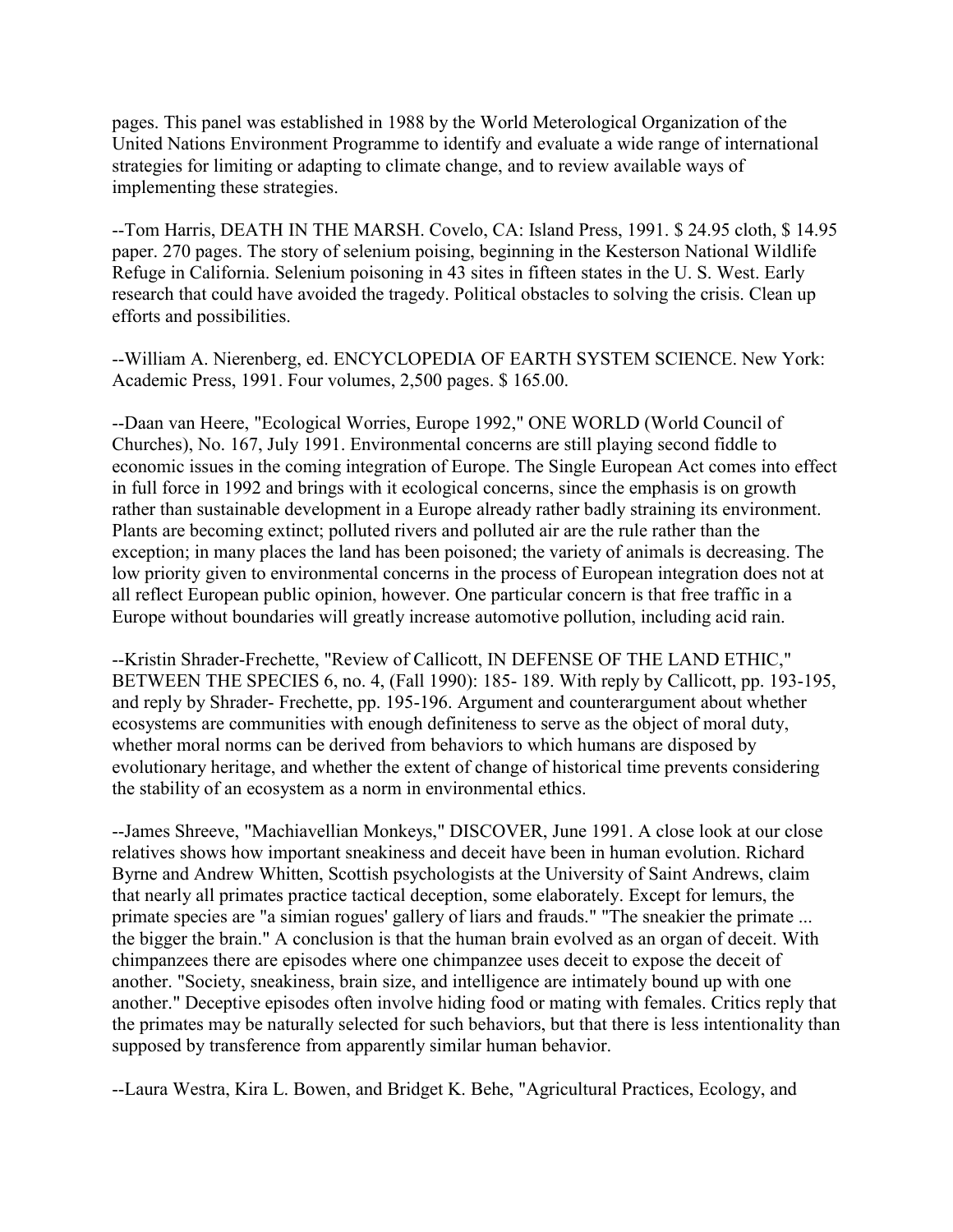pages. This panel was established in 1988 by the World Meterological Organization of the United Nations Environment Programme to identify and evaluate a wide range of international strategies for limiting or adapting to climate change, and to review available ways of implementing these strategies.

--Tom Harris, DEATH IN THE MARSH. Covelo, CA: Island Press, 1991. $ 24.95 cloth, $ 14.95 paper. 270 pages. The story of selenium poising, beginning in the Kesterson National Wildlife Refuge in California. Selenium poisoning in 43 sites in fifteen states in the U. S. West. Early research that could have avoided the tragedy. Political obstacles to solving the crisis. Clean up efforts and possibilities.

--William A. Nierenberg, ed. ENCYCLOPEDIA OF EARTH SYSTEM SCIENCE. New York: Academic Press, 1991. Four volumes, 2,500 pages. $ 165.00.

--Daan van Heere, "Ecological Worries, Europe 1992," ONE WORLD (World Council of Churches), No. 167, July 1991. Environmental concerns are still playing second fiddle to economic issues in the coming integration of Europe. The Single European Act comes into effect in full force in 1992 and brings with it ecological concerns, since the emphasis is on growth rather than sustainable development in a Europe already rather badly straining its environment. Plants are becoming extinct; polluted rivers and polluted air are the rule rather than the exception; in many places the land has been poisoned; the variety of animals is decreasing. The low priority given to environmental concerns in the process of European integration does not at all reflect European public opinion, however. One particular concern is that free traffic in a Europe without boundaries will greatly increase automotive pollution, including acid rain.

--Kristin Shrader-Frechette, "Review of Callicott, IN DEFENSE OF THE LAND ETHIC," BETWEEN THE SPECIES 6, no. 4, (Fall 1990): 185- 189. With reply by Callicott, pp. 193-195, and reply by Shrader- Frechette, pp. 195-196. Argument and counterargument about whether ecosystems are communities with enough definiteness to serve as the object of moral duty, whether moral norms can be derived from behaviors to which humans are disposed by evolutionary heritage, and whether the extent of change of historical time prevents considering the stability of an ecosystem as a norm in environmental ethics.

--James Shreeve, "Machiavellian Monkeys," DISCOVER, June 1991. A close look at our close relatives shows how important sneakiness and deceit have been in human evolution. Richard Byrne and Andrew Whitten, Scottish psychologists at the University of Saint Andrews, claim that nearly all primates practice tactical deception, some elaborately. Except for lemurs, the primate species are "a simian rogues' gallery of liars and frauds." "The sneakier the primate ... the bigger the brain." A conclusion is that the human brain evolved as an organ of deceit. With chimpanzees there are episodes where one chimpanzee uses deceit to expose the deceit of another. "Society, sneakiness, brain size, and intelligence are intimately bound up with one another." Deceptive episodes often involve hiding food or mating with females. Critics reply that the primates may be naturally selected for such behaviors, but that there is less intentionality than supposed by transference from apparently similar human behavior.

--Laura Westra, Kira L. Bowen, and Bridget K. Behe, "Agricultural Practices, Ecology, and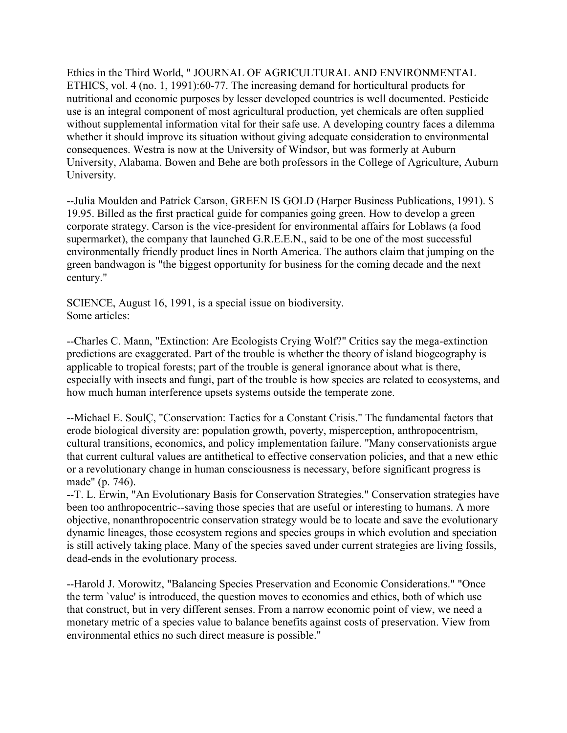Ethics in the Third World, " JOURNAL OF AGRICULTURAL AND ENVIRONMENTAL ETHICS, vol. 4 (no. 1, 1991):60-77. The increasing demand for horticultural products for nutritional and economic purposes by lesser developed countries is well documented. Pesticide use is an integral component of most agricultural production, yet chemicals are often supplied without supplemental information vital for their safe use. A developing country faces a dilemma whether it should improve its situation without giving adequate consideration to environmental consequences. Westra is now at the University of Windsor, but was formerly at Auburn University, Alabama. Bowen and Behe are both professors in the College of Agriculture, Auburn University.

--Julia Moulden and Patrick Carson, GREEN IS GOLD (Harper Business Publications, 1991). $ 19.95. Billed as the first practical guide for companies going green. How to develop a green corporate strategy. Carson is the vice-president for environmental affairs for Loblaws (a food supermarket), the company that launched G.R.E.E.N., said to be one of the most successful environmentally friendly product lines in North America. The authors claim that jumping on the green bandwagon is "the biggest opportunity for business for the coming decade and the next century."

SCIENCE, August 16, 1991, is a special issue on biodiversity.
Some articles:

--Charles C. Mann, "Extinction: Are Ecologists Crying Wolf?" Critics say the mega-extinction predictions are exaggerated. Part of the trouble is whether the theory of island biogeography is applicable to tropical forests; part of the trouble is general ignorance about what is there, especially with insects and fungi, part of the trouble is how species are related to ecosystems, and how much human interference upsets systems outside the temperate zone.

--Michael E. SoulÇ, "Conservation: Tactics for a Constant Crisis." The fundamental factors that erode biological diversity are: population growth, poverty, misperception, anthropocentrism, cultural transitions, economics, and policy implementation failure. "Many conservationists argue that current cultural values are antithetical to effective conservation policies, and that a new ethic or a revolutionary change in human consciousness is necessary, before significant progress is made" (p. 746).

--T. L. Erwin, "An Evolutionary Basis for Conservation Strategies." Conservation strategies have been too anthropocentric--saving those species that are useful or interesting to humans. A more objective, nonanthropocentric conservation strategy would be to locate and save the evolutionary dynamic lineages, those ecosystem regions and species groups in which evolution and speciation is still actively taking place. Many of the species saved under current strategies are living fossils, dead-ends in the evolutionary process.

--Harold J. Morowitz, "Balancing Species Preservation and Economic Considerations." "Once the term `value' is introduced, the question moves to economics and ethics, both of which use that construct, but in very different senses. From a narrow economic point of view, we need a monetary metric of a species value to balance benefits against costs of preservation. View from environmental ethics no such direct measure is possible."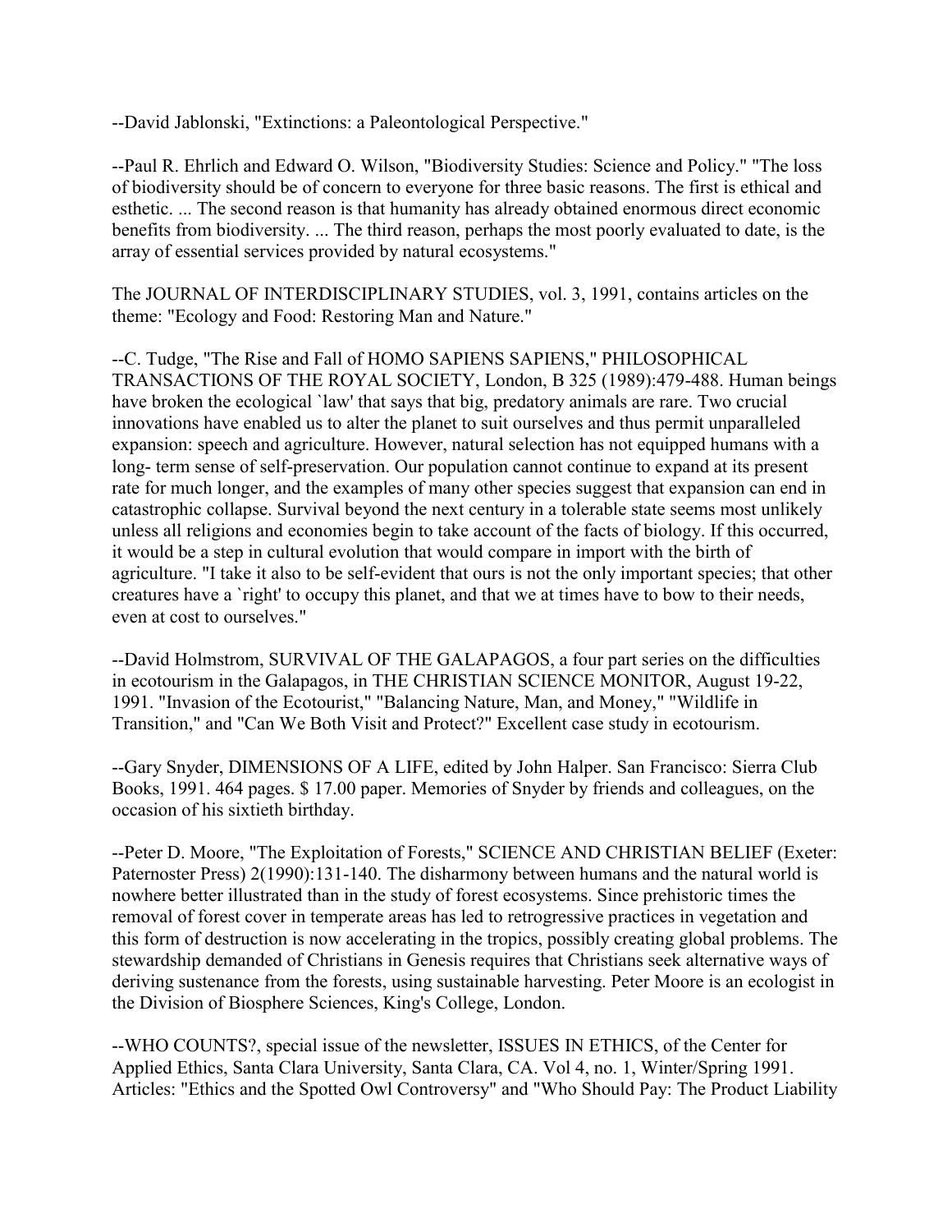--David Jablonski, "Extinctions: a Paleontological Perspective."

--Paul R. Ehrlich and Edward O. Wilson, "Biodiversity Studies: Science and Policy." "The loss of biodiversity should be of concern to everyone for three basic reasons. The first is ethical and esthetic. ... The second reason is that humanity has already obtained enormous direct economic benefits from biodiversity. ... The third reason, perhaps the most poorly evaluated to date, is the array of essential services provided by natural ecosystems."

The JOURNAL OF INTERDISCIPLINARY STUDIES, vol. 3, 1991, contains articles on the theme: "Ecology and Food: Restoring Man and Nature."

--C. Tudge, "The Rise and Fall of HOMO SAPIENS SAPIENS," PHILOSOPHICAL TRANSACTIONS OF THE ROYAL SOCIETY, London, B 325 (1989):479-488. Human beings have broken the ecological `law' that says that big, predatory animals are rare. Two crucial innovations have enabled us to alter the planet to suit ourselves and thus permit unparalleled expansion: speech and agriculture. However, natural selection has not equipped humans with a long- term sense of self-preservation. Our population cannot continue to expand at its present rate for much longer, and the examples of many other species suggest that expansion can end in catastrophic collapse. Survival beyond the next century in a tolerable state seems most unlikely unless all religions and economies begin to take account of the facts of biology. If this occurred, it would be a step in cultural evolution that would compare in import with the birth of agriculture. "I take it also to be self-evident that ours is not the only important species; that other creatures have a `right' to occupy this planet, and that we at times have to bow to their needs, even at cost to ourselves."

--David Holmstrom, SURVIVAL OF THE GALAPAGOS, a four part series on the difficulties in ecotourism in the Galapagos, in THE CHRISTIAN SCIENCE MONITOR, August 19-22, 1991. "Invasion of the Ecotourist," "Balancing Nature, Man, and Money," "Wildlife in Transition," and "Can We Both Visit and Protect?" Excellent case study in ecotourism.

--Gary Snyder, DIMENSIONS OF A LIFE, edited by John Halper. San Francisco: Sierra Club Books, 1991. 464 pages. $ 17.00 paper. Memories of Snyder by friends and colleagues, on the occasion of his sixtieth birthday.

--Peter D. Moore, "The Exploitation of Forests," SCIENCE AND CHRISTIAN BELIEF (Exeter: Paternoster Press) 2(1990):131-140. The disharmony between humans and the natural world is nowhere better illustrated than in the study of forest ecosystems. Since prehistoric times the removal of forest cover in temperate areas has led to retrogressive practices in vegetation and this form of destruction is now accelerating in the tropics, possibly creating global problems. The stewardship demanded of Christians in Genesis requires that Christians seek alternative ways of deriving sustenance from the forests, using sustainable harvesting. Peter Moore is an ecologist in the Division of Biosphere Sciences, King's College, London.

--WHO COUNTS?, special issue of the newsletter, ISSUES IN ETHICS, of the Center for Applied Ethics, Santa Clara University, Santa Clara, CA. Vol 4, no. 1, Winter/Spring 1991. Articles: "Ethics and the Spotted Owl Controversy" and "Who Should Pay: The Product Liability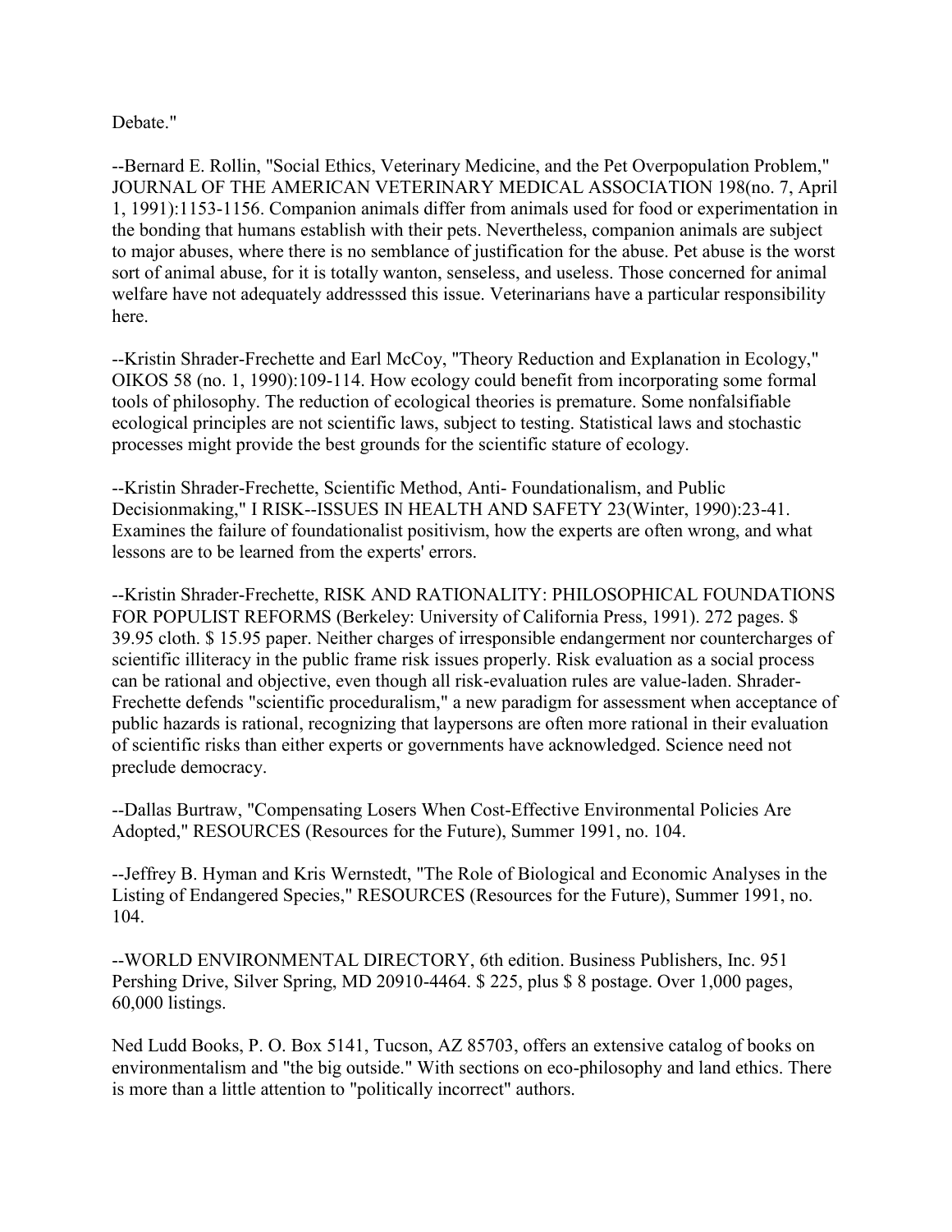Debate."

--Bernard E. Rollin, "Social Ethics, Veterinary Medicine, and the Pet Overpopulation Problem," JOURNAL OF THE AMERICAN VETERINARY MEDICAL ASSOCIATION 198(no. 7, April 1, 1991):1153-1156. Companion animals differ from animals used for food or experimentation in the bonding that humans establish with their pets. Nevertheless, companion animals are subject to major abuses, where there is no semblance of justification for the abuse. Pet abuse is the worst sort of animal abuse, for it is totally wanton, senseless, and useless. Those concerned for animal welfare have not adequately addresssed this issue. Veterinarians have a particular responsibility here.

--Kristin Shrader-Frechette and Earl McCoy, "Theory Reduction and Explanation in Ecology," OIKOS 58 (no. 1, 1990):109-114. How ecology could benefit from incorporating some formal tools of philosophy. The reduction of ecological theories is premature. Some nonfalsifiable ecological principles are not scientific laws, subject to testing. Statistical laws and stochastic processes might provide the best grounds for the scientific stature of ecology.

--Kristin Shrader-Frechette, Scientific Method, Anti- Foundationalism, and Public Decisionmaking," I RISK--ISSUES IN HEALTH AND SAFETY 23(Winter, 1990):23-41. Examines the failure of foundationalist positivism, how the experts are often wrong, and what lessons are to be learned from the experts' errors.

--Kristin Shrader-Frechette, RISK AND RATIONALITY: PHILOSOPHICAL FOUNDATIONS FOR POPULIST REFORMS (Berkeley: University of California Press, 1991). 272 pages. $ 39.95 cloth. $ 15.95 paper. Neither charges of irresponsible endangerment nor countercharges of scientific illiteracy in the public frame risk issues properly. Risk evaluation as a social process can be rational and objective, even though all risk-evaluation rules are value-laden. Shrader-Frechette defends "scientific proceduralism," a new paradigm for assessment when acceptance of public hazards is rational, recognizing that laypersons are often more rational in their evaluation of scientific risks than either experts or governments have acknowledged. Science need not preclude democracy.

--Dallas Burtraw, "Compensating Losers When Cost-Effective Environmental Policies Are Adopted," RESOURCES (Resources for the Future), Summer 1991, no. 104.

--Jeffrey B. Hyman and Kris Wernstedt, "The Role of Biological and Economic Analyses in the Listing of Endangered Species," RESOURCES (Resources for the Future), Summer 1991, no. 104.

--WORLD ENVIRONMENTAL DIRECTORY, 6th edition. Business Publishers, Inc. 951 Pershing Drive, Silver Spring, MD 20910-4464. $ 225, plus $ 8 postage. Over 1,000 pages, 60,000 listings.

Ned Ludd Books, P. O. Box 5141, Tucson, AZ 85703, offers an extensive catalog of books on environmentalism and "the big outside." With sections on eco-philosophy and land ethics. There is more than a little attention to "politically incorrect" authors.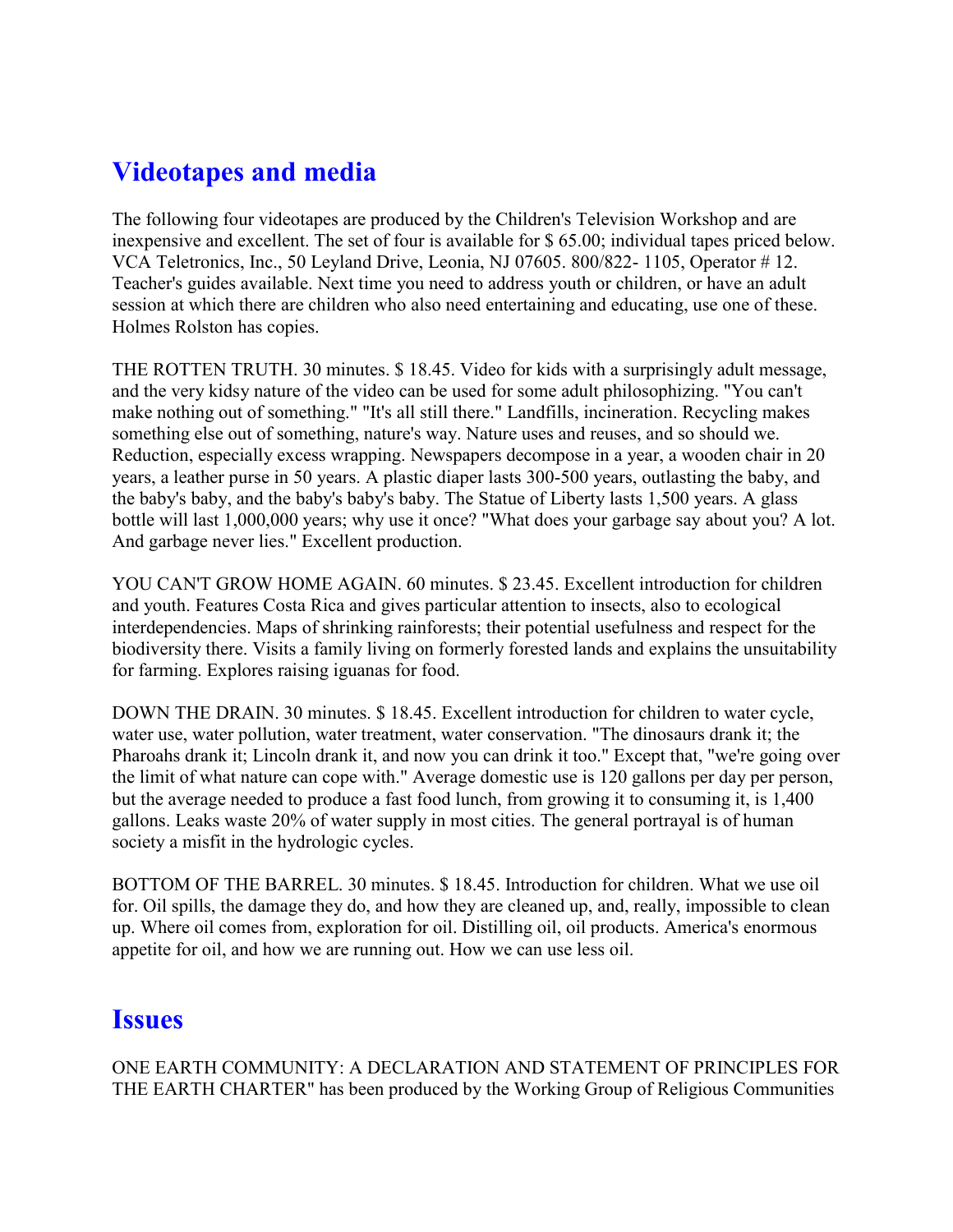## Videotapes and media

The following four videotapes are produced by the Children's Television Workshop and are inexpensive and excellent. The set of four is available for $ 65.00; individual tapes priced below. VCA Teletronics, Inc., 50 Leyland Drive, Leonia, NJ 07605. 800/822- 1105, Operator # 12. Teacher's guides available. Next time you need to address youth or children, or have an adult session at which there are children who also need entertaining and educating, use one of these. Holmes Rolston has copies.

THE ROTTEN TRUTH. 30 minutes. $ 18.45. Video for kids with a surprisingly adult message, and the very kidsy nature of the video can be used for some adult philosophizing. "You can't make nothing out of something." "It's all still there." Landfills, incineration. Recycling makes something else out of something, nature's way. Nature uses and reuses, and so should we. Reduction, especially excess wrapping. Newspapers decompose in a year, a wooden chair in 20 years, a leather purse in 50 years. A plastic diaper lasts 300-500 years, outlasting the baby, and the baby's baby, and the baby's baby's baby. The Statue of Liberty lasts 1,500 years. A glass bottle will last 1,000,000 years; why use it once? "What does your garbage say about you? A lot. And garbage never lies." Excellent production.

YOU CAN'T GROW HOME AGAIN. 60 minutes. $ 23.45. Excellent introduction for children and youth. Features Costa Rica and gives particular attention to insects, also to ecological interdependencies. Maps of shrinking rainforests; their potential usefulness and respect for the biodiversity there. Visits a family living on formerly forested lands and explains the unsuitability for farming. Explores raising iguanas for food.

DOWN THE DRAIN. 30 minutes. $ 18.45. Excellent introduction for children to water cycle, water use, water pollution, water treatment, water conservation. "The dinosaurs drank it; the Pharoahs drank it; Lincoln drank it, and now you can drink it too." Except that, "we're going over the limit of what nature can cope with." Average domestic use is 120 gallons per day per person, but the average needed to produce a fast food lunch, from growing it to consuming it, is 1,400 gallons. Leaks waste 20% of water supply in most cities. The general portrayal is of human society a misfit in the hydrologic cycles.

BOTTOM OF THE BARREL. 30 minutes. $ 18.45. Introduction for children. What we use oil for. Oil spills, the damage they do, and how they are cleaned up, and, really, impossible to clean up. Where oil comes from, exploration for oil. Distilling oil, oil products. America's enormous appetite for oil, and how we are running out. How we can use less oil.

## Issues

ONE EARTH COMMUNITY: A DECLARATION AND STATEMENT OF PRINCIPLES FOR THE EARTH CHARTER" has been produced by the Working Group of Religious Communities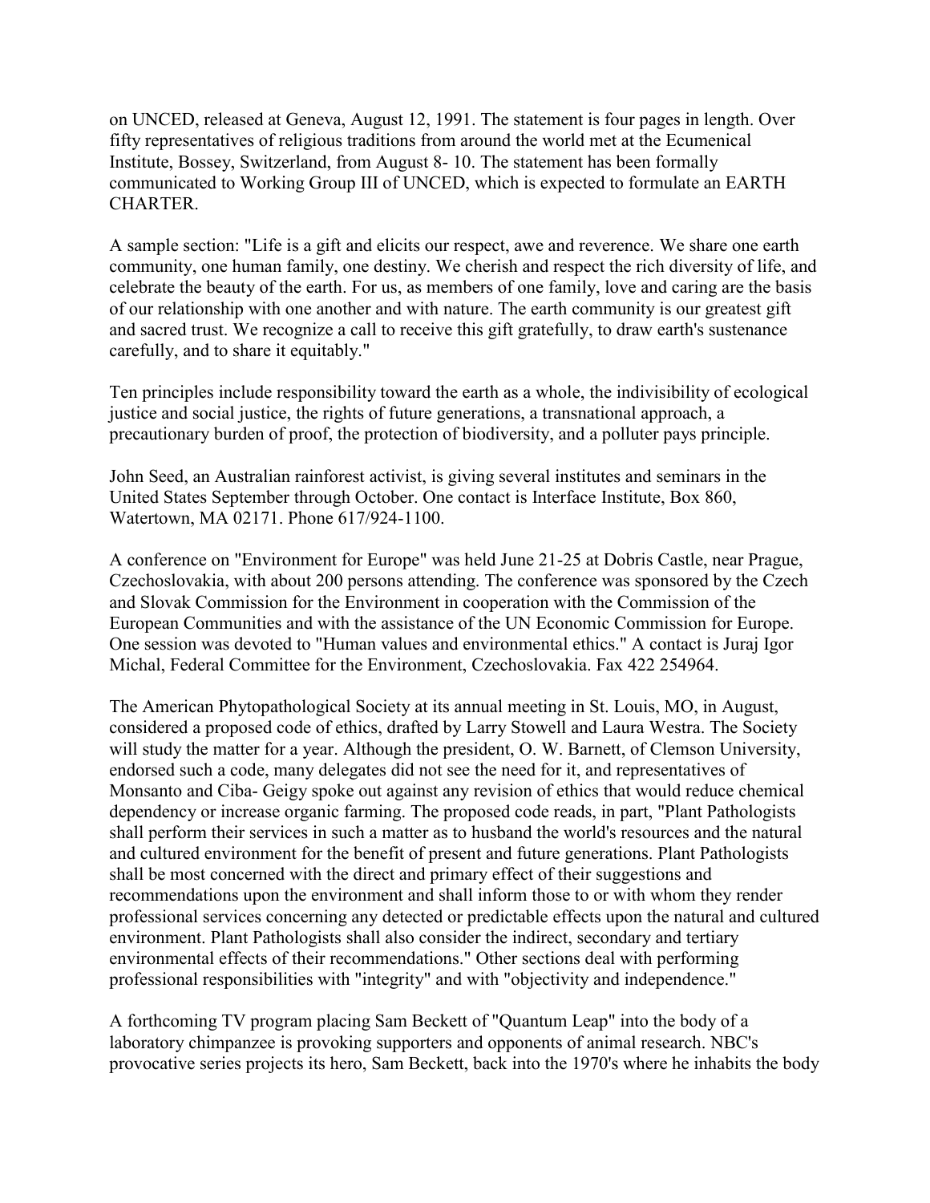on UNCED, released at Geneva, August 12, 1991. The statement is four pages in length. Over fifty representatives of religious traditions from around the world met at the Ecumenical Institute, Bossey, Switzerland, from August 8- 10. The statement has been formally communicated to Working Group III of UNCED, which is expected to formulate an EARTH CHARTER.

A sample section: "Life is a gift and elicits our respect, awe and reverence. We share one earth community, one human family, one destiny. We cherish and respect the rich diversity of life, and celebrate the beauty of the earth. For us, as members of one family, love and caring are the basis of our relationship with one another and with nature. The earth community is our greatest gift and sacred trust. We recognize a call to receive this gift gratefully, to draw earth's sustenance carefully, and to share it equitably."

Ten principles include responsibility toward the earth as a whole, the indivisibility of ecological justice and social justice, the rights of future generations, a transnational approach, a precautionary burden of proof, the protection of biodiversity, and a polluter pays principle.

John Seed, an Australian rainforest activist, is giving several institutes and seminars in the United States September through October. One contact is Interface Institute, Box 860, Watertown, MA 02171. Phone 617/924-1100.

A conference on "Environment for Europe" was held June 21-25 at Dobris Castle, near Prague, Czechoslovakia, with about 200 persons attending. The conference was sponsored by the Czech and Slovak Commission for the Environment in cooperation with the Commission of the European Communities and with the assistance of the UN Economic Commission for Europe. One session was devoted to "Human values and environmental ethics." A contact is Juraj Igor Michal, Federal Committee for the Environment, Czechoslovakia. Fax 422 254964.

The American Phytopathological Society at its annual meeting in St. Louis, MO, in August, considered a proposed code of ethics, drafted by Larry Stowell and Laura Westra. The Society will study the matter for a year. Although the president, O. W. Barnett, of Clemson University, endorsed such a code, many delegates did not see the need for it, and representatives of Monsanto and Ciba- Geigy spoke out against any revision of ethics that would reduce chemical dependency or increase organic farming. The proposed code reads, in part, "Plant Pathologists shall perform their services in such a matter as to husband the world's resources and the natural and cultured environment for the benefit of present and future generations. Plant Pathologists shall be most concerned with the direct and primary effect of their suggestions and recommendations upon the environment and shall inform those to or with whom they render professional services concerning any detected or predictable effects upon the natural and cultured environment. Plant Pathologists shall also consider the indirect, secondary and tertiary environmental effects of their recommendations." Other sections deal with performing professional responsibilities with "integrity" and with "objectivity and independence."

A forthcoming TV program placing Sam Beckett of "Quantum Leap" into the body of a laboratory chimpanzee is provoking supporters and opponents of animal research. NBC's provocative series projects its hero, Sam Beckett, back into the 1970's where he inhabits the body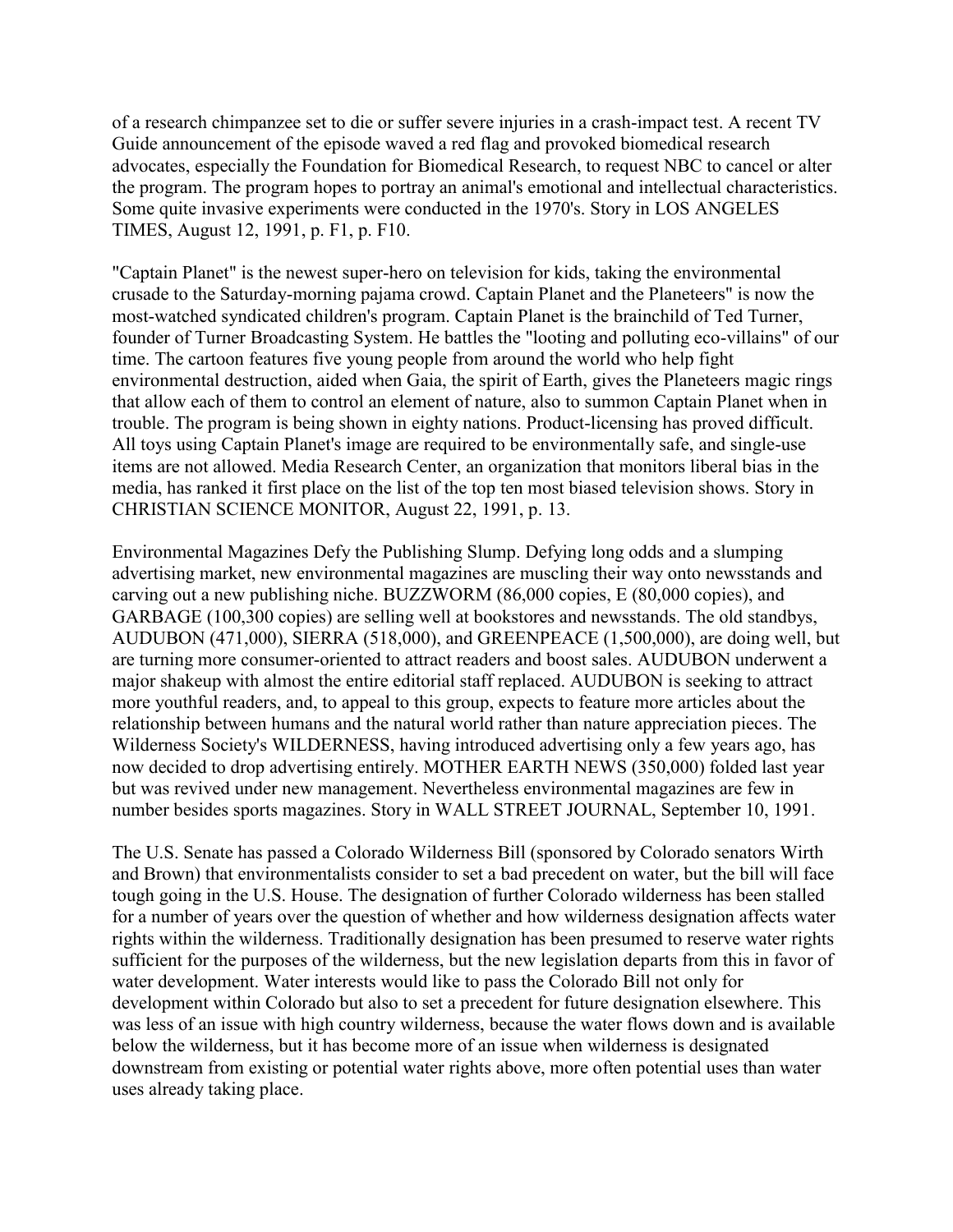of a research chimpanzee set to die or suffer severe injuries in a crash-impact test. A recent TV Guide announcement of the episode waved a red flag and provoked biomedical research advocates, especially the Foundation for Biomedical Research, to request NBC to cancel or alter the program. The program hopes to portray an animal's emotional and intellectual characteristics. Some quite invasive experiments were conducted in the 1970's. Story in LOS ANGELES TIMES, August 12, 1991, p. F1, p. F10.

"Captain Planet" is the newest super-hero on television for kids, taking the environmental crusade to the Saturday-morning pajama crowd. Captain Planet and the Planeteers" is now the most-watched syndicated children's program. Captain Planet is the brainchild of Ted Turner, founder of Turner Broadcasting System. He battles the "looting and polluting eco-villains" of our time. The cartoon features five young people from around the world who help fight environmental destruction, aided when Gaia, the spirit of Earth, gives the Planeteers magic rings that allow each of them to control an element of nature, also to summon Captain Planet when in trouble. The program is being shown in eighty nations. Product-licensing has proved difficult. All toys using Captain Planet's image are required to be environmentally safe, and single-use items are not allowed. Media Research Center, an organization that monitors liberal bias in the media, has ranked it first place on the list of the top ten most biased television shows. Story in CHRISTIAN SCIENCE MONITOR, August 22, 1991, p. 13.

Environmental Magazines Defy the Publishing Slump. Defying long odds and a slumping advertising market, new environmental magazines are muscling their way onto newsstands and carving out a new publishing niche. BUZZWORM (86,000 copies, E (80,000 copies), and GARBAGE (100,300 copies) are selling well at bookstores and newsstands. The old standbys, AUDUBON (471,000), SIERRA (518,000), and GREENPEACE (1,500,000), are doing well, but are turning more consumer-oriented to attract readers and boost sales. AUDUBON underwent a major shakeup with almost the entire editorial staff replaced. AUDUBON is seeking to attract more youthful readers, and, to appeal to this group, expects to feature more articles about the relationship between humans and the natural world rather than nature appreciation pieces. The Wilderness Society's WILDERNESS, having introduced advertising only a few years ago, has now decided to drop advertising entirely. MOTHER EARTH NEWS (350,000) folded last year but was revived under new management. Nevertheless environmental magazines are few in number besides sports magazines. Story in WALL STREET JOURNAL, September 10, 1991.

The U.S. Senate has passed a Colorado Wilderness Bill (sponsored by Colorado senators Wirth and Brown) that environmentalists consider to set a bad precedent on water, but the bill will face tough going in the U.S. House. The designation of further Colorado wilderness has been stalled for a number of years over the question of whether and how wilderness designation affects water rights within the wilderness. Traditionally designation has been presumed to reserve water rights sufficient for the purposes of the wilderness, but the new legislation departs from this in favor of water development. Water interests would like to pass the Colorado Bill not only for development within Colorado but also to set a precedent for future designation elsewhere. This was less of an issue with high country wilderness, because the water flows down and is available below the wilderness, but it has become more of an issue when wilderness is designated downstream from existing or potential water rights above, more often potential uses than water uses already taking place.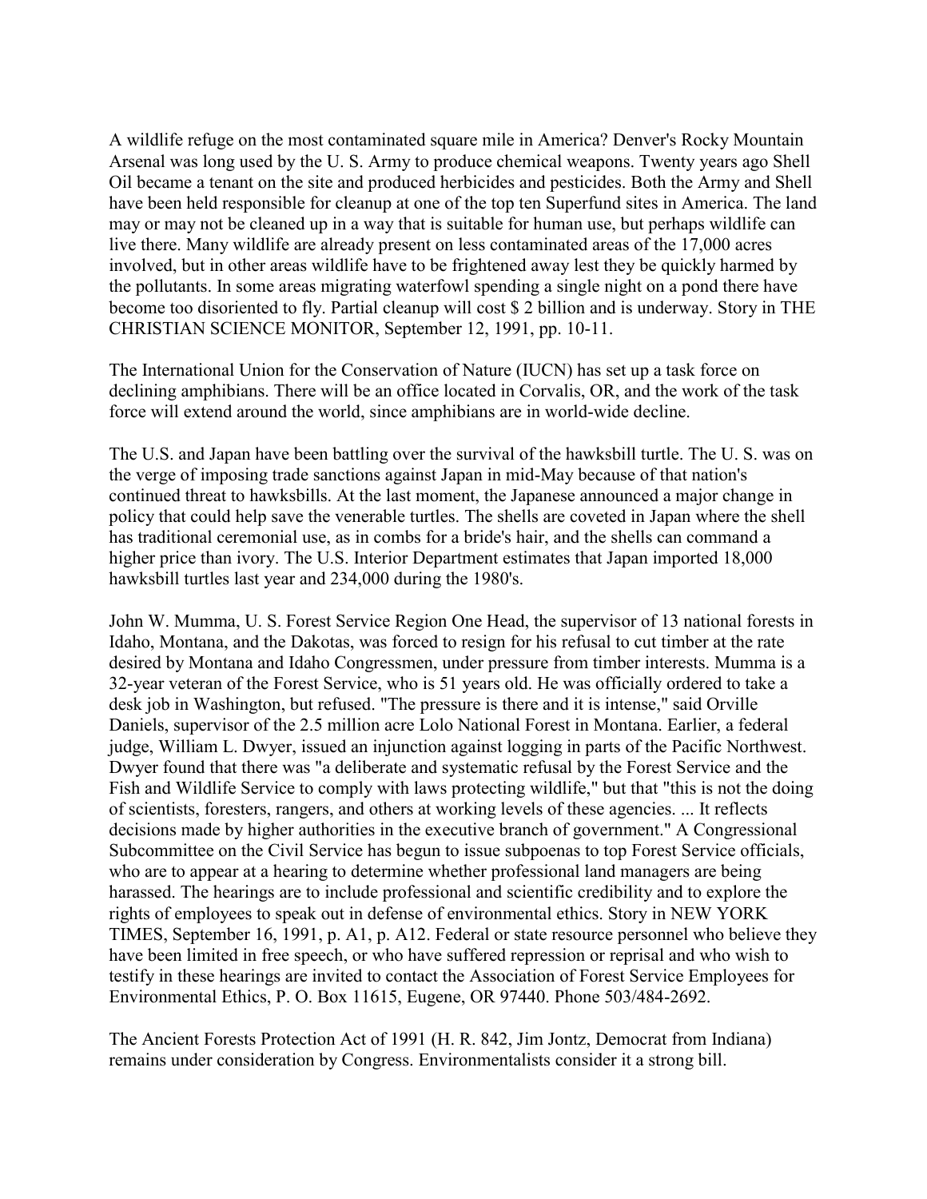A wildlife refuge on the most contaminated square mile in America? Denver's Rocky Mountain Arsenal was long used by the U. S. Army to produce chemical weapons. Twenty years ago Shell Oil became a tenant on the site and produced herbicides and pesticides. Both the Army and Shell have been held responsible for cleanup at one of the top ten Superfund sites in America. The land may or may not be cleaned up in a way that is suitable for human use, but perhaps wildlife can live there. Many wildlife are already present on less contaminated areas of the 17,000 acres involved, but in other areas wildlife have to be frightened away lest they be quickly harmed by the pollutants. In some areas migrating waterfowl spending a single night on a pond there have become too disoriented to fly. Partial cleanup will cost $ 2 billion and is underway. Story in THE CHRISTIAN SCIENCE MONITOR, September 12, 1991, pp. 10-11.

The International Union for the Conservation of Nature (IUCN) has set up a task force on declining amphibians. There will be an office located in Corvalis, OR, and the work of the task force will extend around the world, since amphibians are in world-wide decline.

The U.S. and Japan have been battling over the survival of the hawksbill turtle. The U. S. was on the verge of imposing trade sanctions against Japan in mid-May because of that nation's continued threat to hawksbills. At the last moment, the Japanese announced a major change in policy that could help save the venerable turtles. The shells are coveted in Japan where the shell has traditional ceremonial use, as in combs for a bride's hair, and the shells can command a higher price than ivory. The U.S. Interior Department estimates that Japan imported 18,000 hawksbill turtles last year and 234,000 during the 1980's.

John W. Mumma, U. S. Forest Service Region One Head, the supervisor of 13 national forests in Idaho, Montana, and the Dakotas, was forced to resign for his refusal to cut timber at the rate desired by Montana and Idaho Congressmen, under pressure from timber interests. Mumma is a 32-year veteran of the Forest Service, who is 51 years old. He was officially ordered to take a desk job in Washington, but refused. "The pressure is there and it is intense," said Orville Daniels, supervisor of the 2.5 million acre Lolo National Forest in Montana. Earlier, a federal judge, William L. Dwyer, issued an injunction against logging in parts of the Pacific Northwest. Dwyer found that there was "a deliberate and systematic refusal by the Forest Service and the Fish and Wildlife Service to comply with laws protecting wildlife," but that "this is not the doing of scientists, foresters, rangers, and others at working levels of these agencies. ... It reflects decisions made by higher authorities in the executive branch of government." A Congressional Subcommittee on the Civil Service has begun to issue subpoenas to top Forest Service officials, who are to appear at a hearing to determine whether professional land managers are being harassed. The hearings are to include professional and scientific credibility and to explore the rights of employees to speak out in defense of environmental ethics. Story in NEW YORK TIMES, September 16, 1991, p. A1, p. A12. Federal or state resource personnel who believe they have been limited in free speech, or who have suffered repression or reprisal and who wish to testify in these hearings are invited to contact the Association of Forest Service Employees for Environmental Ethics, P. O. Box 11615, Eugene, OR 97440. Phone 503/484-2692.

The Ancient Forests Protection Act of 1991 (H. R. 842, Jim Jontz, Democrat from Indiana) remains under consideration by Congress. Environmentalists consider it a strong bill.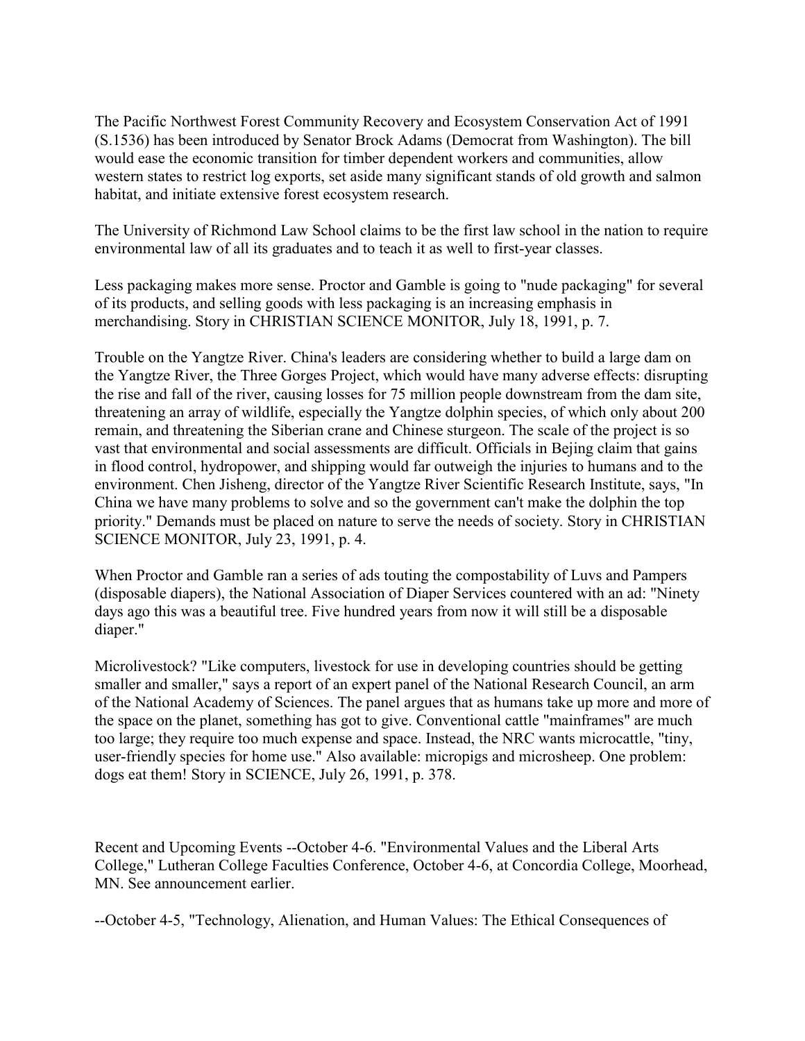The Pacific Northwest Forest Community Recovery and Ecosystem Conservation Act of 1991 (S.1536) has been introduced by Senator Brock Adams (Democrat from Washington). The bill would ease the economic transition for timber dependent workers and communities, allow western states to restrict log exports, set aside many significant stands of old growth and salmon habitat, and initiate extensive forest ecosystem research.

The University of Richmond Law School claims to be the first law school in the nation to require environmental law of all its graduates and to teach it as well to first-year classes.

Less packaging makes more sense. Proctor and Gamble is going to "nude packaging" for several of its products, and selling goods with less packaging is an increasing emphasis in merchandising. Story in CHRISTIAN SCIENCE MONITOR, July 18, 1991, p. 7.

Trouble on the Yangtze River. China's leaders are considering whether to build a large dam on the Yangtze River, the Three Gorges Project, which would have many adverse effects: disrupting the rise and fall of the river, causing losses for 75 million people downstream from the dam site, threatening an array of wildlife, especially the Yangtze dolphin species, of which only about 200 remain, and threatening the Siberian crane and Chinese sturgeon. The scale of the project is so vast that environmental and social assessments are difficult. Officials in Bejing claim that gains in flood control, hydropower, and shipping would far outweigh the injuries to humans and to the environment. Chen Jisheng, director of the Yangtze River Scientific Research Institute, says, "In China we have many problems to solve and so the government can't make the dolphin the top priority." Demands must be placed on nature to serve the needs of society. Story in CHRISTIAN SCIENCE MONITOR, July 23, 1991, p. 4.

When Proctor and Gamble ran a series of ads touting the compostability of Luvs and Pampers (disposable diapers), the National Association of Diaper Services countered with an ad: "Ninety days ago this was a beautiful tree. Five hundred years from now it will still be a disposable diaper."

Microlivestock? "Like computers, livestock for use in developing countries should be getting smaller and smaller," says a report of an expert panel of the National Research Council, an arm of the National Academy of Sciences. The panel argues that as humans take up more and more of the space on the planet, something has got to give. Conventional cattle "mainframes" are much too large; they require too much expense and space. Instead, the NRC wants microcattle, "tiny, user-friendly species for home use." Also available: micropigs and microsheep. One problem: dogs eat them! Story in SCIENCE, July 26, 1991, p. 378.

Recent and Upcoming Events --October 4-6. "Environmental Values and the Liberal Arts College," Lutheran College Faculties Conference, October 4-6, at Concordia College, Moorhead, MN. See announcement earlier.

--October 4-5, "Technology, Alienation, and Human Values: The Ethical Consequences of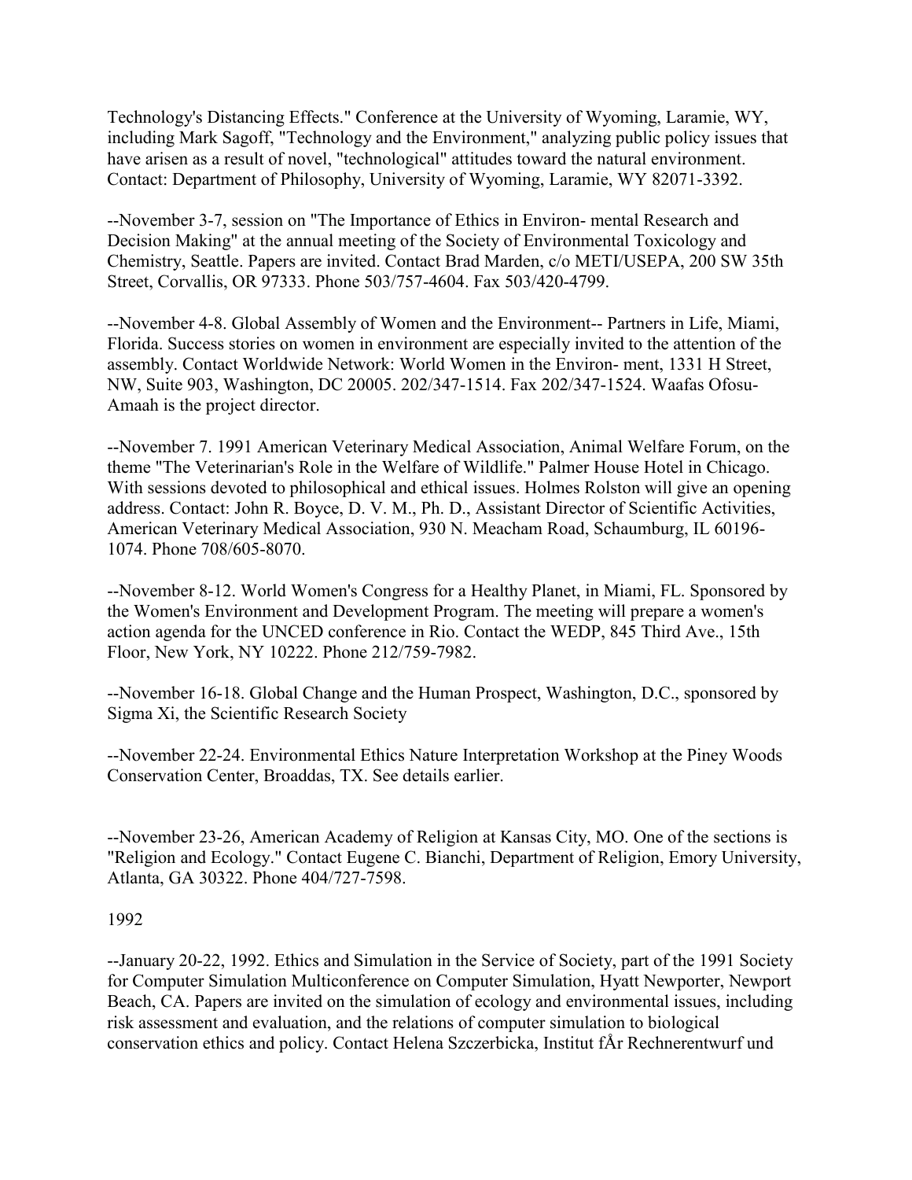Technology's Distancing Effects." Conference at the University of Wyoming, Laramie, WY, including Mark Sagoff, "Technology and the Environment," analyzing public policy issues that have arisen as a result of novel, "technological" attitudes toward the natural environment. Contact: Department of Philosophy, University of Wyoming, Laramie, WY 82071-3392.

--November 3-7, session on "The Importance of Ethics in Environ- mental Research and Decision Making" at the annual meeting of the Society of Environmental Toxicology and Chemistry, Seattle. Papers are invited. Contact Brad Marden, c/o METI/USEPA, 200 SW 35th Street, Corvallis, OR 97333. Phone 503/757-4604. Fax 503/420-4799.

--November 4-8. Global Assembly of Women and the Environment-- Partners in Life, Miami, Florida. Success stories on women in environment are especially invited to the attention of the assembly. Contact Worldwide Network: World Women in the Environ- ment, 1331 H Street, NW, Suite 903, Washington, DC 20005. 202/347-1514. Fax 202/347-1524. Waafas Ofosu-Amaah is the project director.

--November 7. 1991 American Veterinary Medical Association, Animal Welfare Forum, on the theme "The Veterinarian's Role in the Welfare of Wildlife." Palmer House Hotel in Chicago. With sessions devoted to philosophical and ethical issues. Holmes Rolston will give an opening address. Contact: John R. Boyce, D. V. M., Ph. D., Assistant Director of Scientific Activities, American Veterinary Medical Association, 930 N. Meacham Road, Schaumburg, IL 60196-1074. Phone 708/605-8070.

--November 8-12. World Women's Congress for a Healthy Planet, in Miami, FL. Sponsored by the Women's Environment and Development Program. The meeting will prepare a women's action agenda for the UNCED conference in Rio. Contact the WEDP, 845 Third Ave., 15th Floor, New York, NY 10222. Phone 212/759-7982.

--November 16-18. Global Change and the Human Prospect, Washington, D.C., sponsored by Sigma Xi, the Scientific Research Society

--November 22-24. Environmental Ethics Nature Interpretation Workshop at the Piney Woods Conservation Center, Broaddas, TX. See details earlier.

--November 23-26, American Academy of Religion at Kansas City, MO. One of the sections is "Religion and Ecology." Contact Eugene C. Bianchi, Department of Religion, Emory University, Atlanta, GA 30322. Phone 404/727-7598.

1992

--January 20-22, 1992. Ethics and Simulation in the Service of Society, part of the 1991 Society for Computer Simulation Multiconference on Computer Simulation, Hyatt Newporter, Newport Beach, CA. Papers are invited on the simulation of ecology and environmental issues, including risk assessment and evaluation, and the relations of computer simulation to biological conservation ethics and policy. Contact Helena Szczerbicka, Institut fÅr Rechnerentwurf und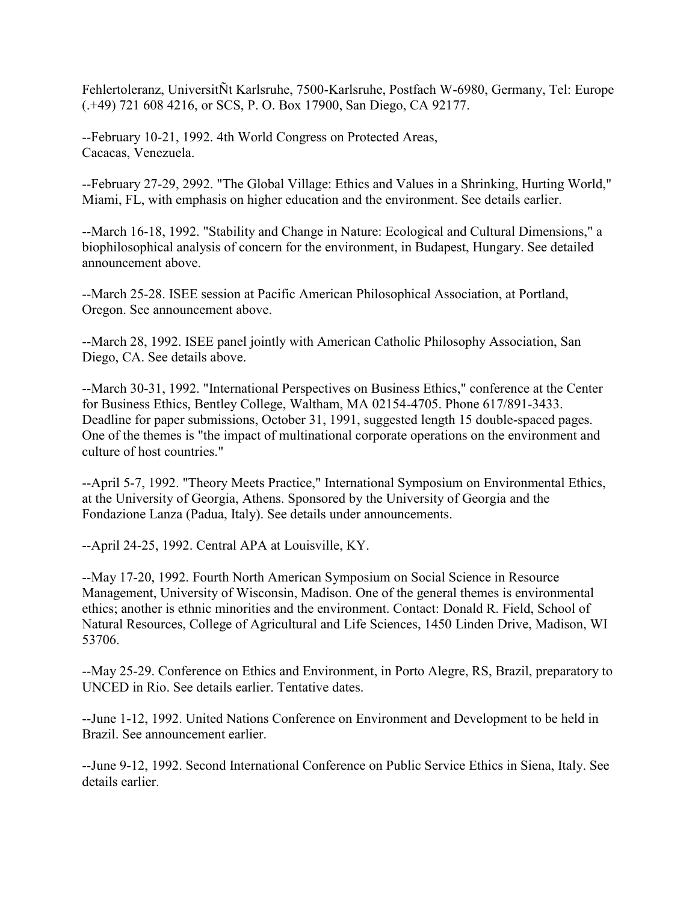Fehlertoleranz, UniversitÑt Karlsruhe, 7500-Karlsruhe, Postfach W-6980, Germany, Tel: Europe (.+49) 721 608 4216, or SCS, P. O. Box 17900, San Diego, CA 92177.

--February 10-21, 1992. 4th World Congress on Protected Areas, Cacacas, Venezuela.

--February 27-29, 2992. "The Global Village: Ethics and Values in a Shrinking, Hurting World," Miami, FL, with emphasis on higher education and the environment. See details earlier.

--March 16-18, 1992. "Stability and Change in Nature: Ecological and Cultural Dimensions," a biophilosophical analysis of concern for the environment, in Budapest, Hungary. See detailed announcement above.

--March 25-28. ISEE session at Pacific American Philosophical Association, at Portland, Oregon. See announcement above.

--March 28, 1992. ISEE panel jointly with American Catholic Philosophy Association, San Diego, CA. See details above.

--March 30-31, 1992. "International Perspectives on Business Ethics," conference at the Center for Business Ethics, Bentley College, Waltham, MA 02154-4705. Phone 617/891-3433. Deadline for paper submissions, October 31, 1991, suggested length 15 double-spaced pages. One of the themes is "the impact of multinational corporate operations on the environment and culture of host countries."

--April 5-7, 1992. "Theory Meets Practice," International Symposium on Environmental Ethics, at the University of Georgia, Athens. Sponsored by the University of Georgia and the Fondazione Lanza (Padua, Italy). See details under announcements.

--April 24-25, 1992. Central APA at Louisville, KY.

--May 17-20, 1992. Fourth North American Symposium on Social Science in Resource Management, University of Wisconsin, Madison. One of the general themes is environmental ethics; another is ethnic minorities and the environment. Contact: Donald R. Field, School of Natural Resources, College of Agricultural and Life Sciences, 1450 Linden Drive, Madison, WI 53706.

--May 25-29. Conference on Ethics and Environment, in Porto Alegre, RS, Brazil, preparatory to UNCED in Rio. See details earlier. Tentative dates.

--June 1-12, 1992. United Nations Conference on Environment and Development to be held in Brazil. See announcement earlier.

--June 9-12, 1992. Second International Conference on Public Service Ethics in Siena, Italy. See details earlier.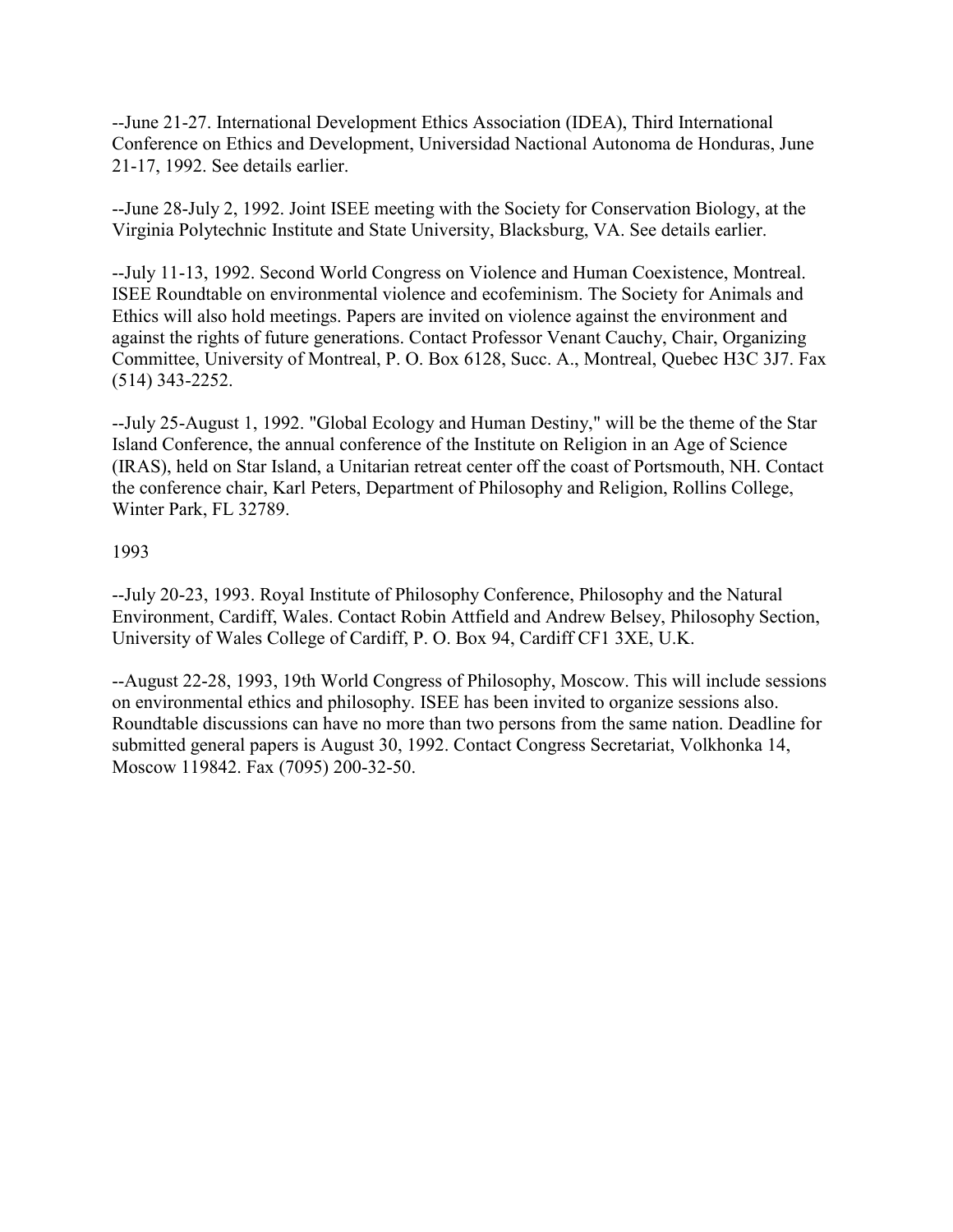--June 21-27. International Development Ethics Association (IDEA), Third International Conference on Ethics and Development, Universidad Nactional Autonoma de Honduras, June 21-17, 1992. See details earlier.

--June 28-July 2, 1992. Joint ISEE meeting with the Society for Conservation Biology, at the Virginia Polytechnic Institute and State University, Blacksburg, VA. See details earlier.

--July 11-13, 1992. Second World Congress on Violence and Human Coexistence, Montreal. ISEE Roundtable on environmental violence and ecofeminism. The Society for Animals and Ethics will also hold meetings. Papers are invited on violence against the environment and against the rights of future generations. Contact Professor Venant Cauchy, Chair, Organizing Committee, University of Montreal, P. O. Box 6128, Succ. A., Montreal, Quebec H3C 3J7. Fax (514) 343-2252.

--July 25-August 1, 1992. "Global Ecology and Human Destiny," will be the theme of the Star Island Conference, the annual conference of the Institute on Religion in an Age of Science (IRAS), held on Star Island, a Unitarian retreat center off the coast of Portsmouth, NH. Contact the conference chair, Karl Peters, Department of Philosophy and Religion, Rollins College, Winter Park, FL 32789.

1993

--July 20-23, 1993. Royal Institute of Philosophy Conference, Philosophy and the Natural Environment, Cardiff, Wales. Contact Robin Attfield and Andrew Belsey, Philosophy Section, University of Wales College of Cardiff, P. O. Box 94, Cardiff CF1 3XE, U.K.

--August 22-28, 1993, 19th World Congress of Philosophy, Moscow. This will include sessions on environmental ethics and philosophy. ISEE has been invited to organize sessions also. Roundtable discussions can have no more than two persons from the same nation. Deadline for submitted general papers is August 30, 1992. Contact Congress Secretariat, Volkhonka 14, Moscow 119842. Fax (7095) 200-32-50.